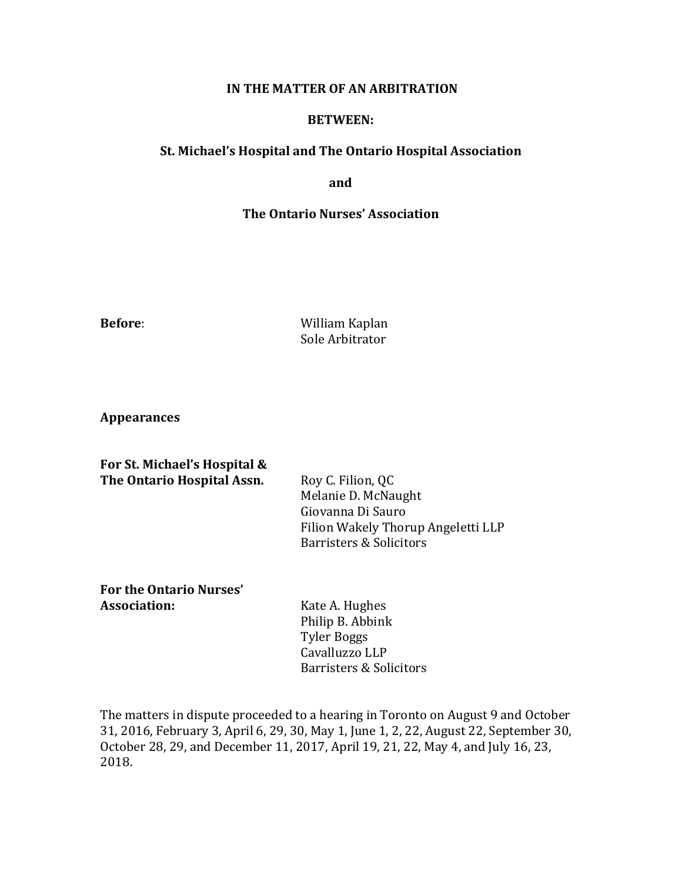**IN THE MATTER OF AN ARBITRATION**

**BETWEEN:**

**St. Michael's Hospital and The Ontario Hospital Association**

**and**

**The Ontario Nurses' Association**

**Before**: William Kaplan
Sole Arbitrator

**Appearances**

**For St. Michael's Hospital & The Ontario Hospital Assn.**

Roy C. Filion, QC
Melanie D. McNaught
Giovanna Di Sauro
Filion Wakely Thorup Angeletti LLP
Barristers & Solicitors

**For the Ontario Nurses' Association:**

Kate A. Hughes
Philip B. Abbink
Tyler Boggs
Cavalluzzo LLP
Barristers & Solicitors

The matters in dispute proceeded to a hearing in Toronto on August 9 and October 31, 2016, February 3, April 6, 29, 30, May 1, June 1, 2, 22, August 22, September 30, October 28, 29, and December 11, 2017, April 19, 21, 22, May 4, and July 16, 23, 2018.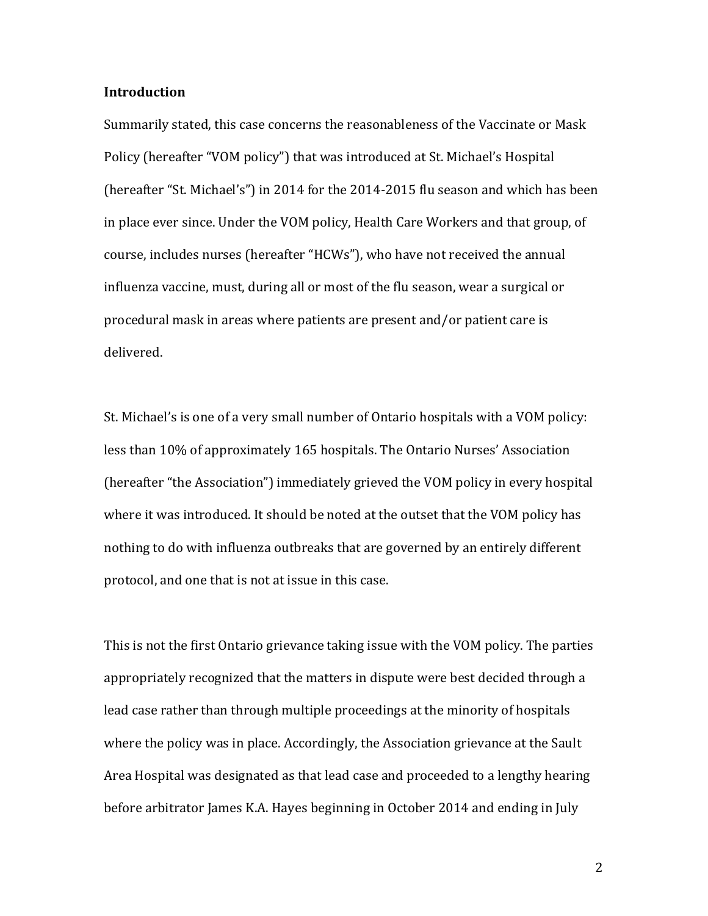**Introduction**

Summarily stated, this case concerns the reasonableness of the Vaccinate or Mask Policy (hereafter "VOM policy") that was introduced at St. Michael's Hospital (hereafter "St. Michael's") in 2014 for the 2014-2015 flu season and which has been in place ever since. Under the VOM policy, Health Care Workers and that group, of course, includes nurses (hereafter "HCWs"), who have not received the annual influenza vaccine, must, during all or most of the flu season, wear a surgical or procedural mask in areas where patients are present and/or patient care is delivered.

St. Michael's is one of a very small number of Ontario hospitals with a VOM policy: less than 10% of approximately 165 hospitals. The Ontario Nurses' Association (hereafter "the Association") immediately grieved the VOM policy in every hospital where it was introduced. It should be noted at the outset that the VOM policy has nothing to do with influenza outbreaks that are governed by an entirely different protocol, and one that is not at issue in this case.

This is not the first Ontario grievance taking issue with the VOM policy. The parties appropriately recognized that the matters in dispute were best decided through a lead case rather than through multiple proceedings at the minority of hospitals where the policy was in place. Accordingly, the Association grievance at the Sault Area Hospital was designated as that lead case and proceeded to a lengthy hearing before arbitrator James K.A. Hayes beginning in October 2014 and ending in July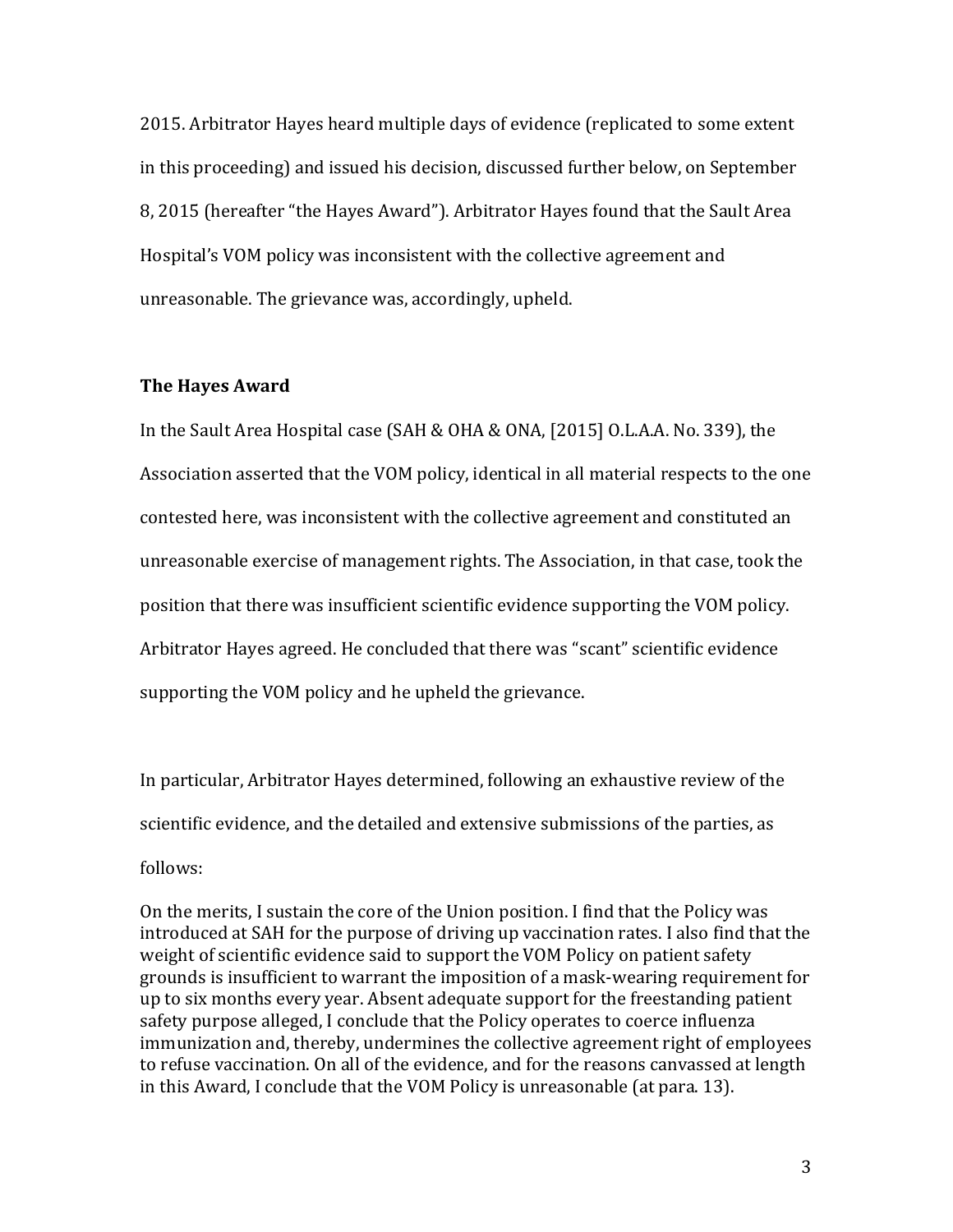2015. Arbitrator Hayes heard multiple days of evidence (replicated to some extent in this proceeding) and issued his decision, discussed further below, on September 8, 2015 (hereafter "the Hayes Award"). Arbitrator Hayes found that the Sault Area Hospital's VOM policy was inconsistent with the collective agreement and unreasonable. The grievance was, accordingly, upheld.

**The Hayes Award**

In the Sault Area Hospital case (SAH & OHA & ONA, [2015] O.L.A.A. No. 339), the Association asserted that the VOM policy, identical in all material respects to the one contested here, was inconsistent with the collective agreement and constituted an unreasonable exercise of management rights. The Association, in that case, took the position that there was insufficient scientific evidence supporting the VOM policy. Arbitrator Hayes agreed. He concluded that there was "scant" scientific evidence supporting the VOM policy and he upheld the grievance.

In particular, Arbitrator Hayes determined, following an exhaustive review of the scientific evidence, and the detailed and extensive submissions of the parties, as follows:

> On the merits, I sustain the core of the Union position. I find that the Policy was introduced at SAH for the purpose of driving up vaccination rates. I also find that the weight of scientific evidence said to support the VOM Policy on patient safety grounds is insufficient to warrant the imposition of a mask-wearing requirement for up to six months every year. Absent adequate support for the freestanding patient safety purpose alleged, I conclude that the Policy operates to coerce influenza immunization and, thereby, undermines the collective agreement right of employees to refuse vaccination. On all of the evidence, and for the reasons canvassed at length in this Award, I conclude that the VOM Policy is unreasonable (at para. 13).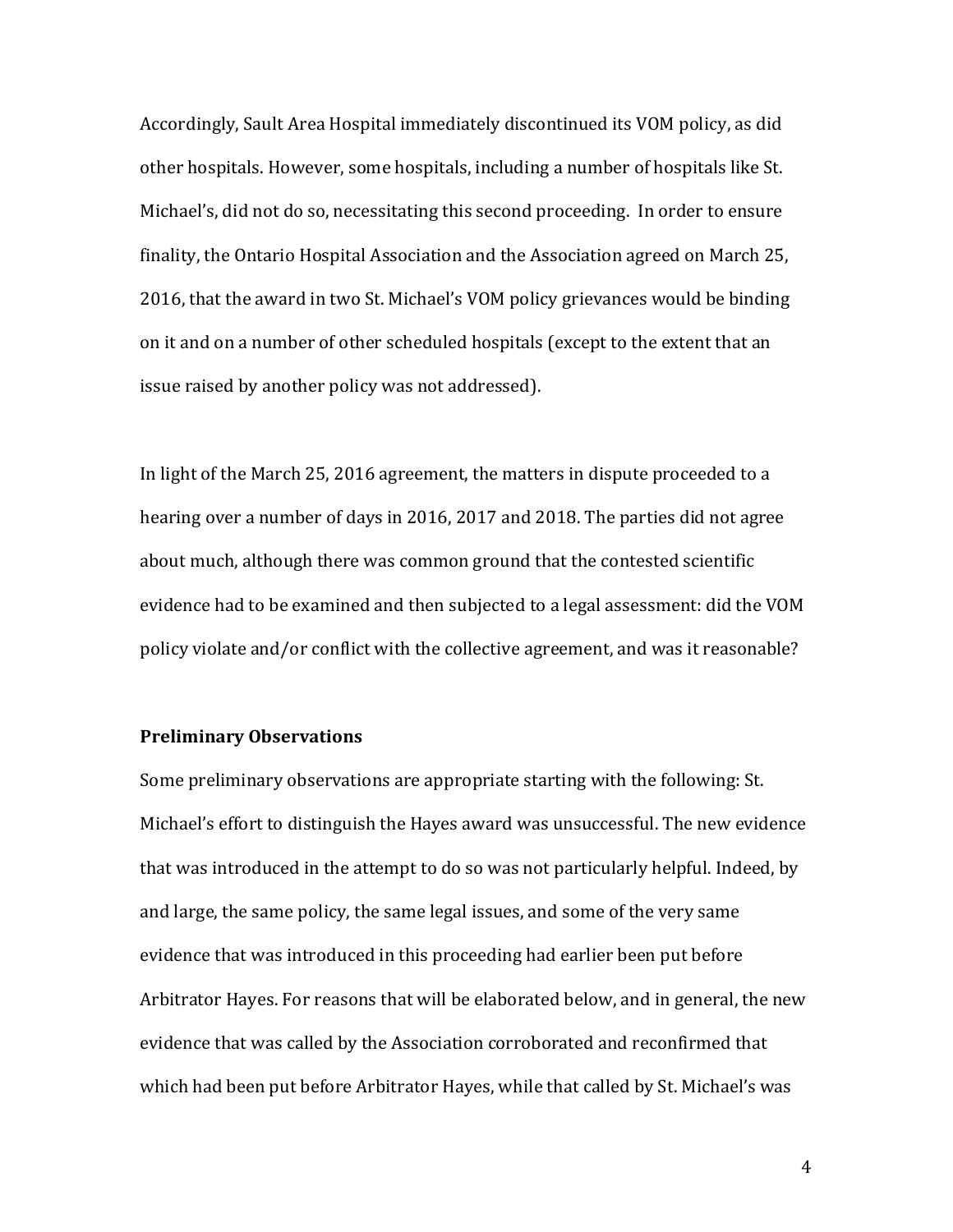Accordingly, Sault Area Hospital immediately discontinued its VOM policy, as did other hospitals. However, some hospitals, including a number of hospitals like St. Michael's, did not do so, necessitating this second proceeding. In order to ensure finality, the Ontario Hospital Association and the Association agreed on March 25, 2016, that the award in two St. Michael's VOM policy grievances would be binding on it and on a number of other scheduled hospitals (except to the extent that an issue raised by another policy was not addressed).

In light of the March 25, 2016 agreement, the matters in dispute proceeded to a hearing over a number of days in 2016, 2017 and 2018. The parties did not agree about much, although there was common ground that the contested scientific evidence had to be examined and then subjected to a legal assessment: did the VOM policy violate and/or conflict with the collective agreement, and was it reasonable?

**Preliminary Observations**

Some preliminary observations are appropriate starting with the following: St. Michael's effort to distinguish the Hayes award was unsuccessful. The new evidence that was introduced in the attempt to do so was not particularly helpful. Indeed, by and large, the same policy, the same legal issues, and some of the very same evidence that was introduced in this proceeding had earlier been put before Arbitrator Hayes. For reasons that will be elaborated below, and in general, the new evidence that was called by the Association corroborated and reconfirmed that which had been put before Arbitrator Hayes, while that called by St. Michael's was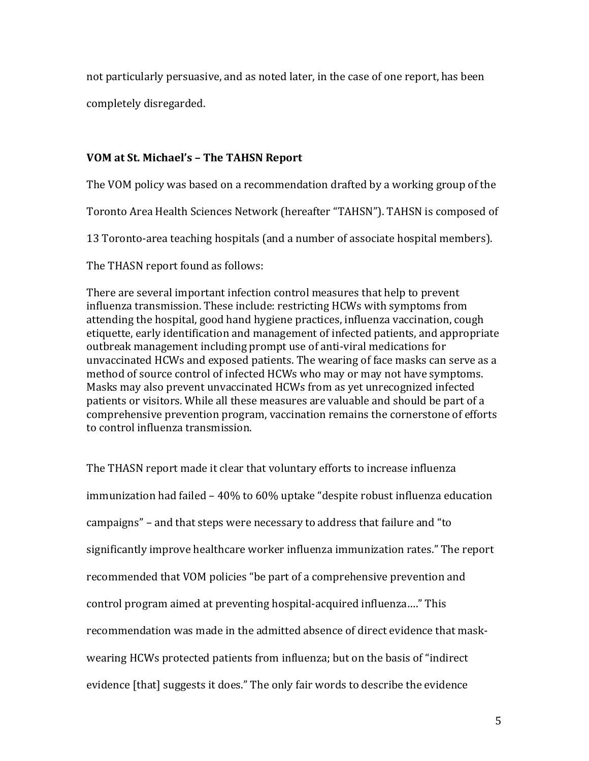not particularly persuasive, and as noted later, in the case of one report, has been completely disregarded.

**VOM at St. Michael's – The TAHSN Report**

The VOM policy was based on a recommendation drafted by a working group of the Toronto Area Health Sciences Network (hereafter "TAHSN"). TAHSN is composed of 13 Toronto-area teaching hospitals (and a number of associate hospital members).

The THASN report found as follows:

> There are several important infection control measures that help to prevent influenza transmission. These include: restricting HCWs with symptoms from attending the hospital, good hand hygiene practices, influenza vaccination, cough etiquette, early identification and management of infected patients, and appropriate outbreak management including prompt use of anti-viral medications for unvaccinated HCWs and exposed patients. The wearing of face masks can serve as a method of source control of infected HCWs who may or may not have symptoms. Masks may also prevent unvaccinated HCWs from as yet unrecognized infected patients or visitors. While all these measures are valuable and should be part of a comprehensive prevention program, vaccination remains the cornerstone of efforts to control influenza transmission.

The THASN report made it clear that voluntary efforts to increase influenza immunization had failed – 40% to 60% uptake "despite robust influenza education campaigns" – and that steps were necessary to address that failure and "to significantly improve healthcare worker influenza immunization rates." The report recommended that VOM policies "be part of a comprehensive prevention and control program aimed at preventing hospital-acquired influenza…." This recommendation was made in the admitted absence of direct evidence that mask-wearing HCWs protected patients from influenza; but on the basis of "indirect evidence [that] suggests it does." The only fair words to describe the evidence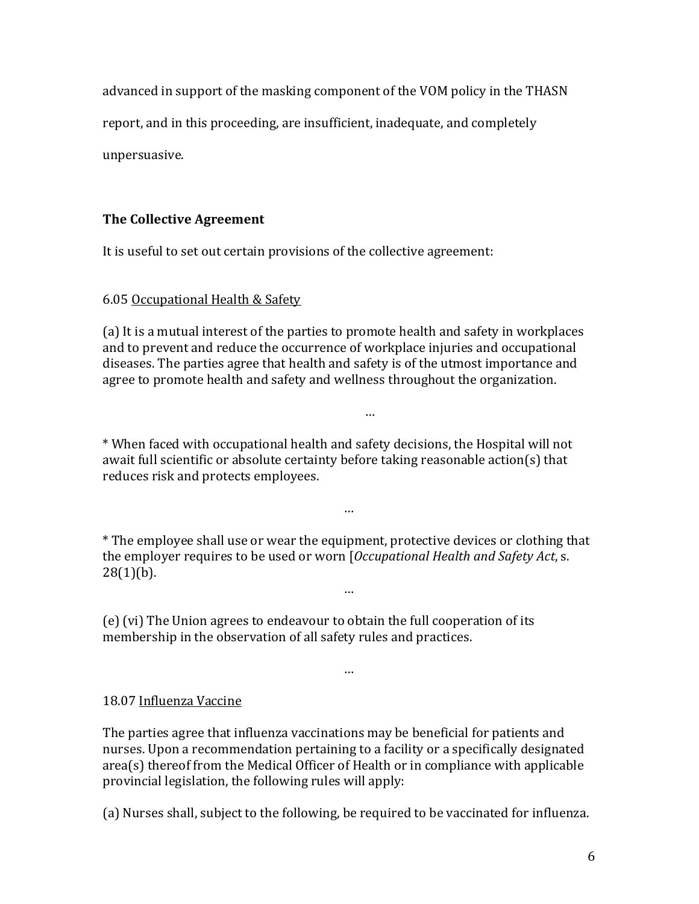advanced in support of the masking component of the VOM policy in the THASN report, and in this proceeding, are insufficient, inadequate, and completely unpersuasive.

**The Collective Agreement**

It is useful to set out certain provisions of the collective agreement:

6.05 Occupational Health & Safety

(a) It is a mutual interest of the parties to promote health and safety in workplaces and to prevent and reduce the occurrence of workplace injuries and occupational diseases. The parties agree that health and safety is of the utmost importance and agree to promote health and safety and wellness throughout the organization.

…

* When faced with occupational health and safety decisions, the Hospital will not await full scientific or absolute certainty before taking reasonable action(s) that reduces risk and protects employees.

…

* The employee shall use or wear the equipment, protective devices or clothing that the employer requires to be used or worn [*Occupational Health and Safety Act*, s. 28(1)(b).

…

(e) (vi) The Union agrees to endeavour to obtain the full cooperation of its membership in the observation of all safety rules and practices.

…

18.07 Influenza Vaccine

The parties agree that influenza vaccinations may be beneficial for patients and nurses. Upon a recommendation pertaining to a facility or a specifically designated area(s) thereof from the Medical Officer of Health or in compliance with applicable provincial legislation, the following rules will apply:

(a) Nurses shall, subject to the following, be required to be vaccinated for influenza.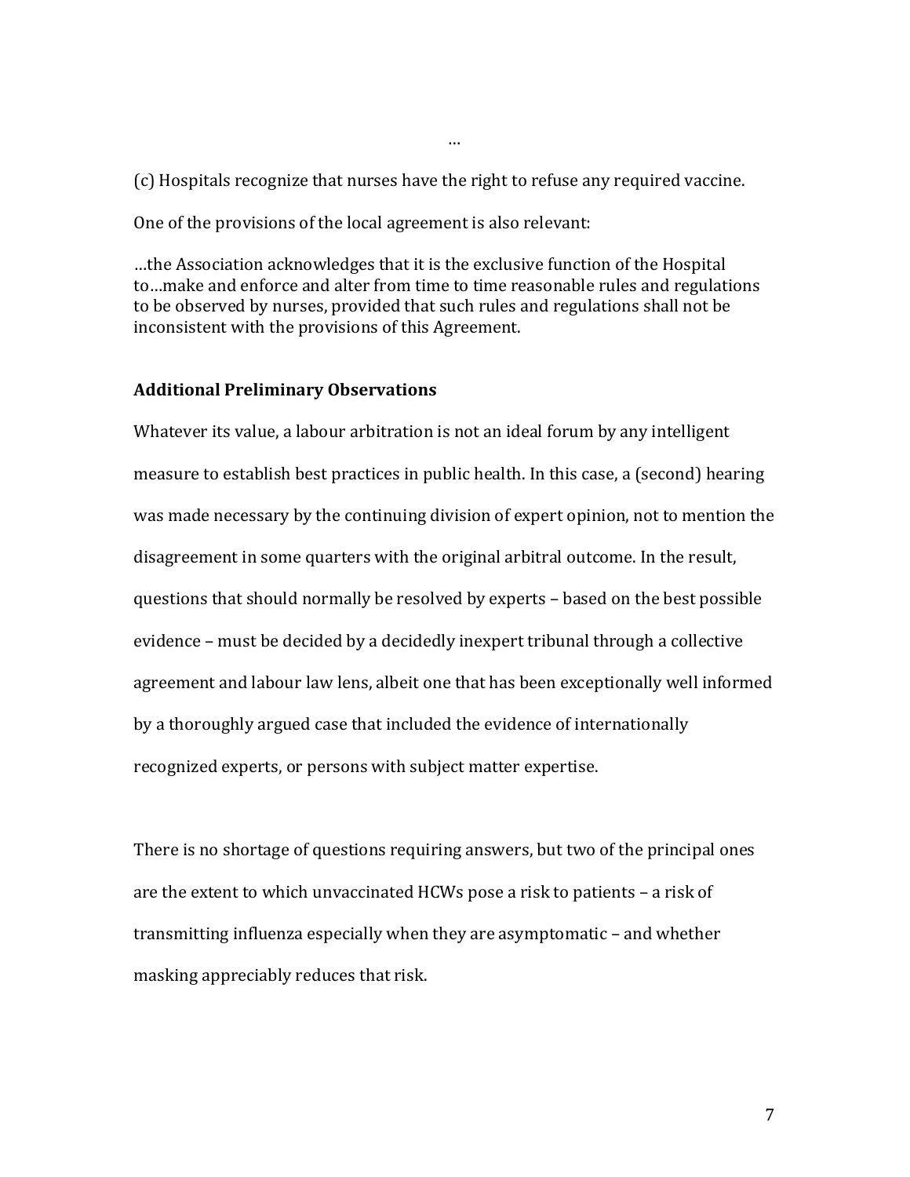…

(c) Hospitals recognize that nurses have the right to refuse any required vaccine.

One of the provisions of the local agreement is also relevant:

…the Association acknowledges that it is the exclusive function of the Hospital to…make and enforce and alter from time to time reasonable rules and regulations to be observed by nurses, provided that such rules and regulations shall not be inconsistent with the provisions of this Agreement.

**Additional Preliminary Observations**

Whatever its value, a labour arbitration is not an ideal forum by any intelligent measure to establish best practices in public health. In this case, a (second) hearing was made necessary by the continuing division of expert opinion, not to mention the disagreement in some quarters with the original arbitral outcome. In the result, questions that should normally be resolved by experts – based on the best possible evidence – must be decided by a decidedly inexpert tribunal through a collective agreement and labour law lens, albeit one that has been exceptionally well informed by a thoroughly argued case that included the evidence of internationally recognized experts, or persons with subject matter expertise.

There is no shortage of questions requiring answers, but two of the principal ones are the extent to which unvaccinated HCWs pose a risk to patients – a risk of transmitting influenza especially when they are asymptomatic – and whether masking appreciably reduces that risk.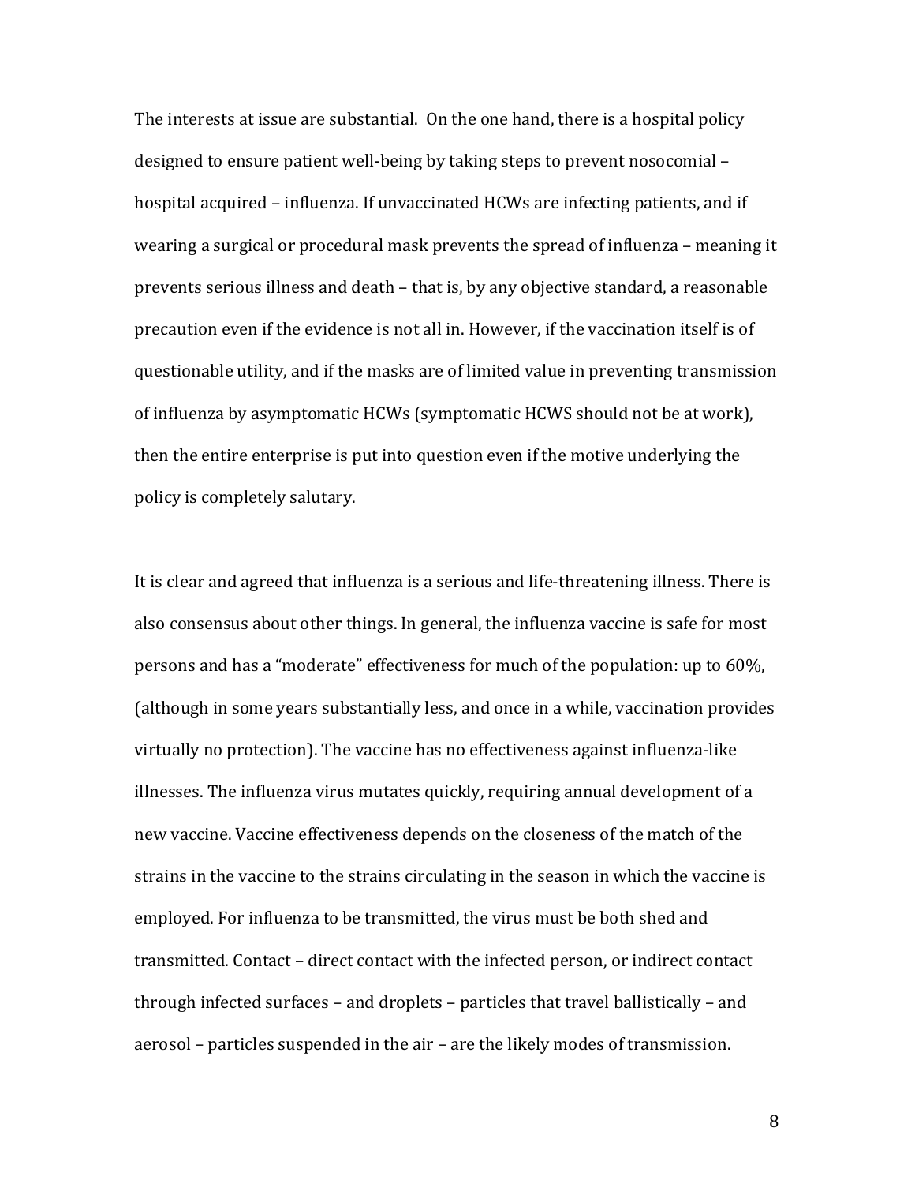The interests at issue are substantial. On the one hand, there is a hospital policy designed to ensure patient well-being by taking steps to prevent nosocomial – hospital acquired – influenza. If unvaccinated HCWs are infecting patients, and if wearing a surgical or procedural mask prevents the spread of influenza – meaning it prevents serious illness and death – that is, by any objective standard, a reasonable precaution even if the evidence is not all in. However, if the vaccination itself is of questionable utility, and if the masks are of limited value in preventing transmission of influenza by asymptomatic HCWs (symptomatic HCWS should not be at work), then the entire enterprise is put into question even if the motive underlying the policy is completely salutary.

It is clear and agreed that influenza is a serious and life-threatening illness. There is also consensus about other things. In general, the influenza vaccine is safe for most persons and has a "moderate" effectiveness for much of the population: up to 60%, (although in some years substantially less, and once in a while, vaccination provides virtually no protection). The vaccine has no effectiveness against influenza-like illnesses. The influenza virus mutates quickly, requiring annual development of a new vaccine. Vaccine effectiveness depends on the closeness of the match of the strains in the vaccine to the strains circulating in the season in which the vaccine is employed. For influenza to be transmitted, the virus must be both shed and transmitted. Contact – direct contact with the infected person, or indirect contact through infected surfaces – and droplets – particles that travel ballistically – and aerosol – particles suspended in the air – are the likely modes of transmission.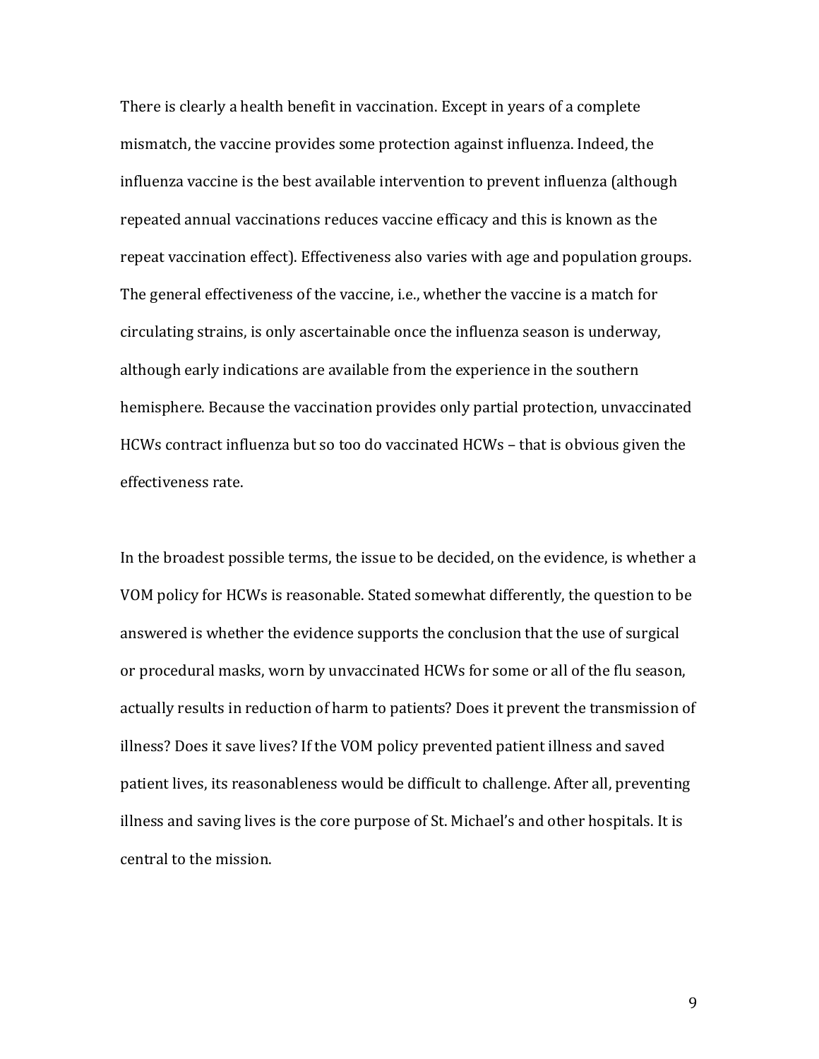There is clearly a health benefit in vaccination. Except in years of a complete mismatch, the vaccine provides some protection against influenza. Indeed, the influenza vaccine is the best available intervention to prevent influenza (although repeated annual vaccinations reduces vaccine efficacy and this is known as the repeat vaccination effect). Effectiveness also varies with age and population groups. The general effectiveness of the vaccine, i.e., whether the vaccine is a match for circulating strains, is only ascertainable once the influenza season is underway, although early indications are available from the experience in the southern hemisphere. Because the vaccination provides only partial protection, unvaccinated HCWs contract influenza but so too do vaccinated HCWs – that is obvious given the effectiveness rate.

In the broadest possible terms, the issue to be decided, on the evidence, is whether a VOM policy for HCWs is reasonable. Stated somewhat differently, the question to be answered is whether the evidence supports the conclusion that the use of surgical or procedural masks, worn by unvaccinated HCWs for some or all of the flu season, actually results in reduction of harm to patients? Does it prevent the transmission of illness? Does it save lives? If the VOM policy prevented patient illness and saved patient lives, its reasonableness would be difficult to challenge. After all, preventing illness and saving lives is the core purpose of St. Michael's and other hospitals. It is central to the mission.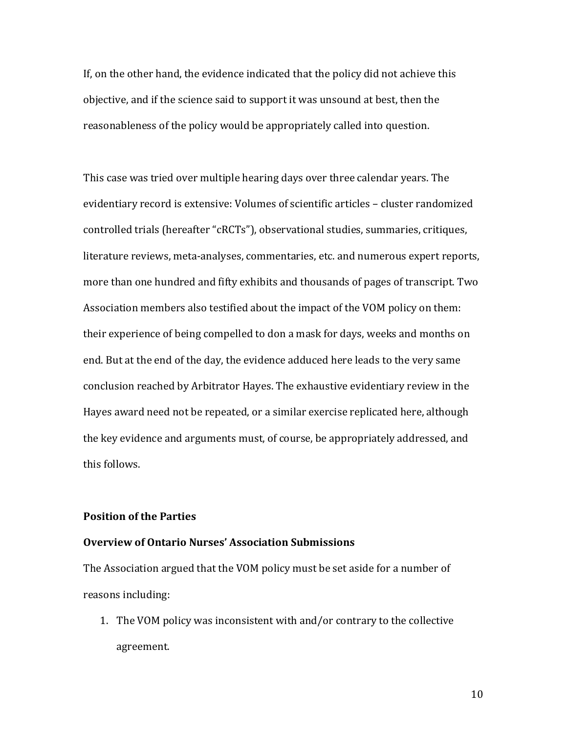If, on the other hand, the evidence indicated that the policy did not achieve this objective, and if the science said to support it was unsound at best, then the reasonableness of the policy would be appropriately called into question.

This case was tried over multiple hearing days over three calendar years. The evidentiary record is extensive: Volumes of scientific articles – cluster randomized controlled trials (hereafter "cRCTs"), observational studies, summaries, critiques, literature reviews, meta-analyses, commentaries, etc. and numerous expert reports, more than one hundred and fifty exhibits and thousands of pages of transcript. Two Association members also testified about the impact of the VOM policy on them: their experience of being compelled to don a mask for days, weeks and months on end. But at the end of the day, the evidence adduced here leads to the very same conclusion reached by Arbitrator Hayes. The exhaustive evidentiary review in the Hayes award need not be repeated, or a similar exercise replicated here, although the key evidence and arguments must, of course, be appropriately addressed, and this follows.

**Position of the Parties**

**Overview of Ontario Nurses' Association Submissions**

The Association argued that the VOM policy must be set aside for a number of reasons including:

1. The VOM policy was inconsistent with and/or contrary to the collective agreement.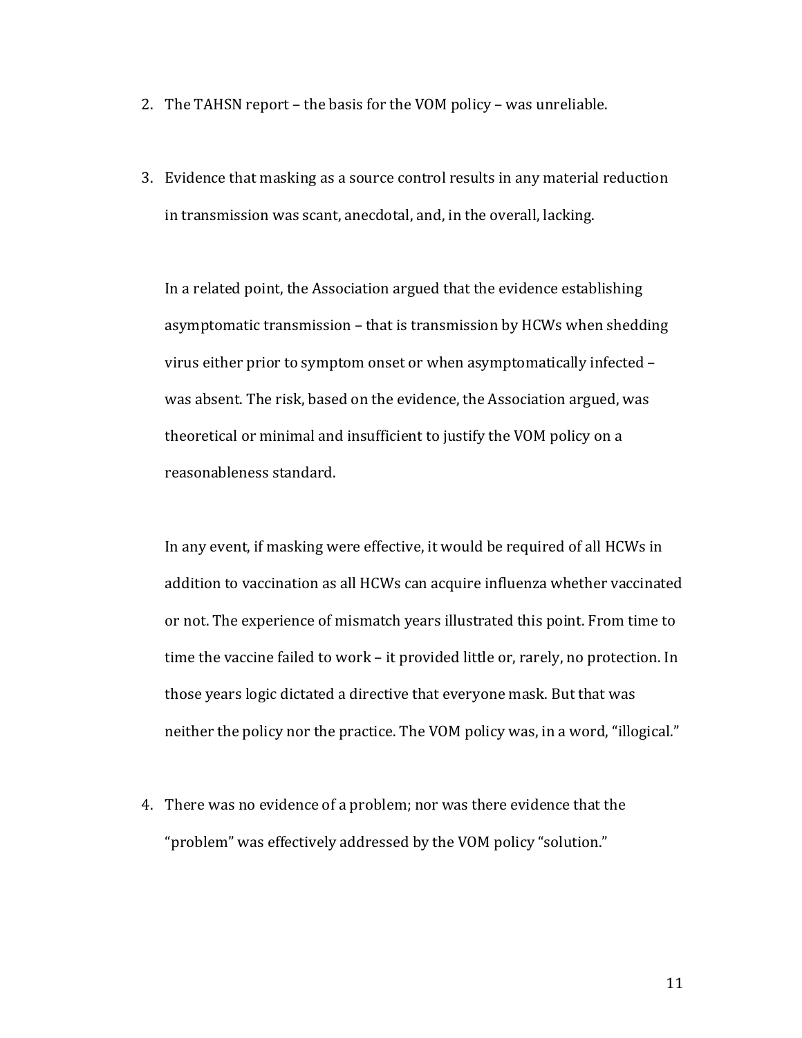2. The TAHSN report – the basis for the VOM policy – was unreliable.

3. Evidence that masking as a source control results in any material reduction in transmission was scant, anecdotal, and, in the overall, lacking.

   In a related point, the Association argued that the evidence establishing asymptomatic transmission – that is transmission by HCWs when shedding virus either prior to symptom onset or when asymptomatically infected – was absent. The risk, based on the evidence, the Association argued, was theoretical or minimal and insufficient to justify the VOM policy on a reasonableness standard.

   In any event, if masking were effective, it would be required of all HCWs in addition to vaccination as all HCWs can acquire influenza whether vaccinated or not. The experience of mismatch years illustrated this point. From time to time the vaccine failed to work – it provided little or, rarely, no protection. In those years logic dictated a directive that everyone mask. But that was neither the policy nor the practice. The VOM policy was, in a word, "illogical."

4. There was no evidence of a problem; nor was there evidence that the "problem" was effectively addressed by the VOM policy "solution."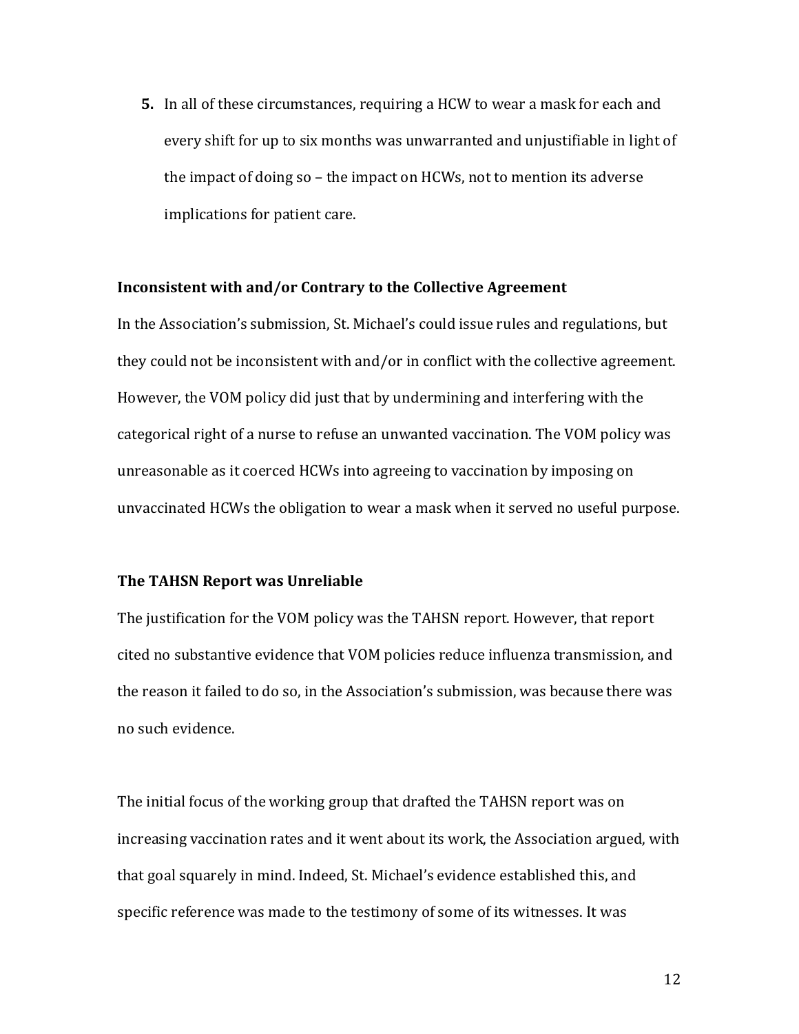5. In all of these circumstances, requiring a HCW to wear a mask for each and every shift for up to six months was unwarranted and unjustifiable in light of the impact of doing so – the impact on HCWs, not to mention its adverse implications for patient care.

**Inconsistent with and/or Contrary to the Collective Agreement**

In the Association's submission, St. Michael's could issue rules and regulations, but they could not be inconsistent with and/or in conflict with the collective agreement. However, the VOM policy did just that by undermining and interfering with the categorical right of a nurse to refuse an unwanted vaccination. The VOM policy was unreasonable as it coerced HCWs into agreeing to vaccination by imposing on unvaccinated HCWs the obligation to wear a mask when it served no useful purpose.

**The TAHSN Report was Unreliable**

The justification for the VOM policy was the TAHSN report. However, that report cited no substantive evidence that VOM policies reduce influenza transmission, and the reason it failed to do so, in the Association's submission, was because there was no such evidence.

The initial focus of the working group that drafted the TAHSN report was on increasing vaccination rates and it went about its work, the Association argued, with that goal squarely in mind. Indeed, St. Michael's evidence established this, and specific reference was made to the testimony of some of its witnesses. It was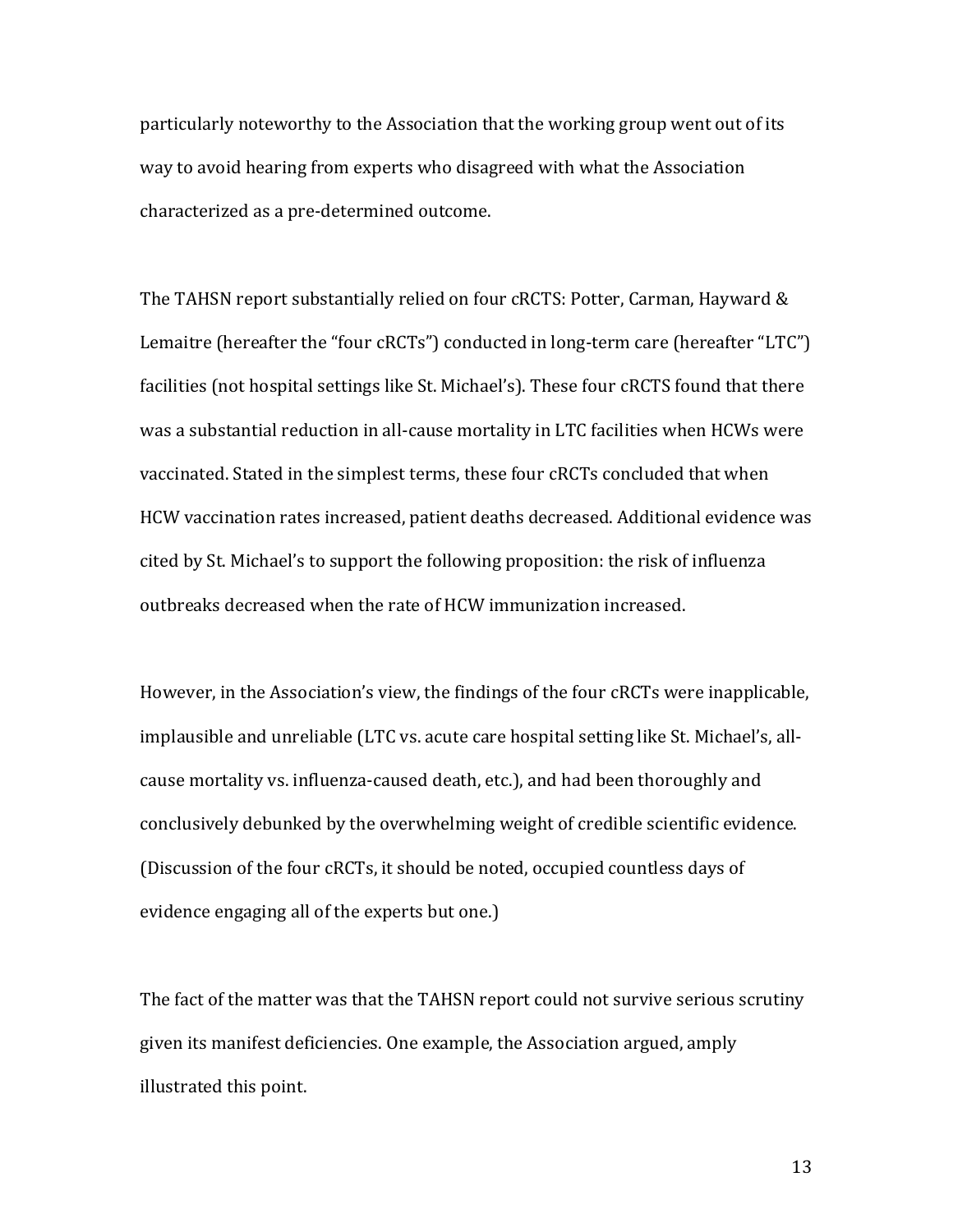particularly noteworthy to the Association that the working group went out of its way to avoid hearing from experts who disagreed with what the Association characterized as a pre-determined outcome.

The TAHSN report substantially relied on four cRCTS: Potter, Carman, Hayward & Lemaitre (hereafter the "four cRCTs") conducted in long-term care (hereafter "LTC") facilities (not hospital settings like St. Michael's). These four cRCTS found that there was a substantial reduction in all-cause mortality in LTC facilities when HCWs were vaccinated. Stated in the simplest terms, these four cRCTs concluded that when HCW vaccination rates increased, patient deaths decreased. Additional evidence was cited by St. Michael's to support the following proposition: the risk of influenza outbreaks decreased when the rate of HCW immunization increased.

However, in the Association's view, the findings of the four cRCTs were inapplicable, implausible and unreliable (LTC vs. acute care hospital setting like St. Michael's, all-cause mortality vs. influenza-caused death, etc.), and had been thoroughly and conclusively debunked by the overwhelming weight of credible scientific evidence. (Discussion of the four cRCTs, it should be noted, occupied countless days of evidence engaging all of the experts but one.)

The fact of the matter was that the TAHSN report could not survive serious scrutiny given its manifest deficiencies. One example, the Association argued, amply illustrated this point.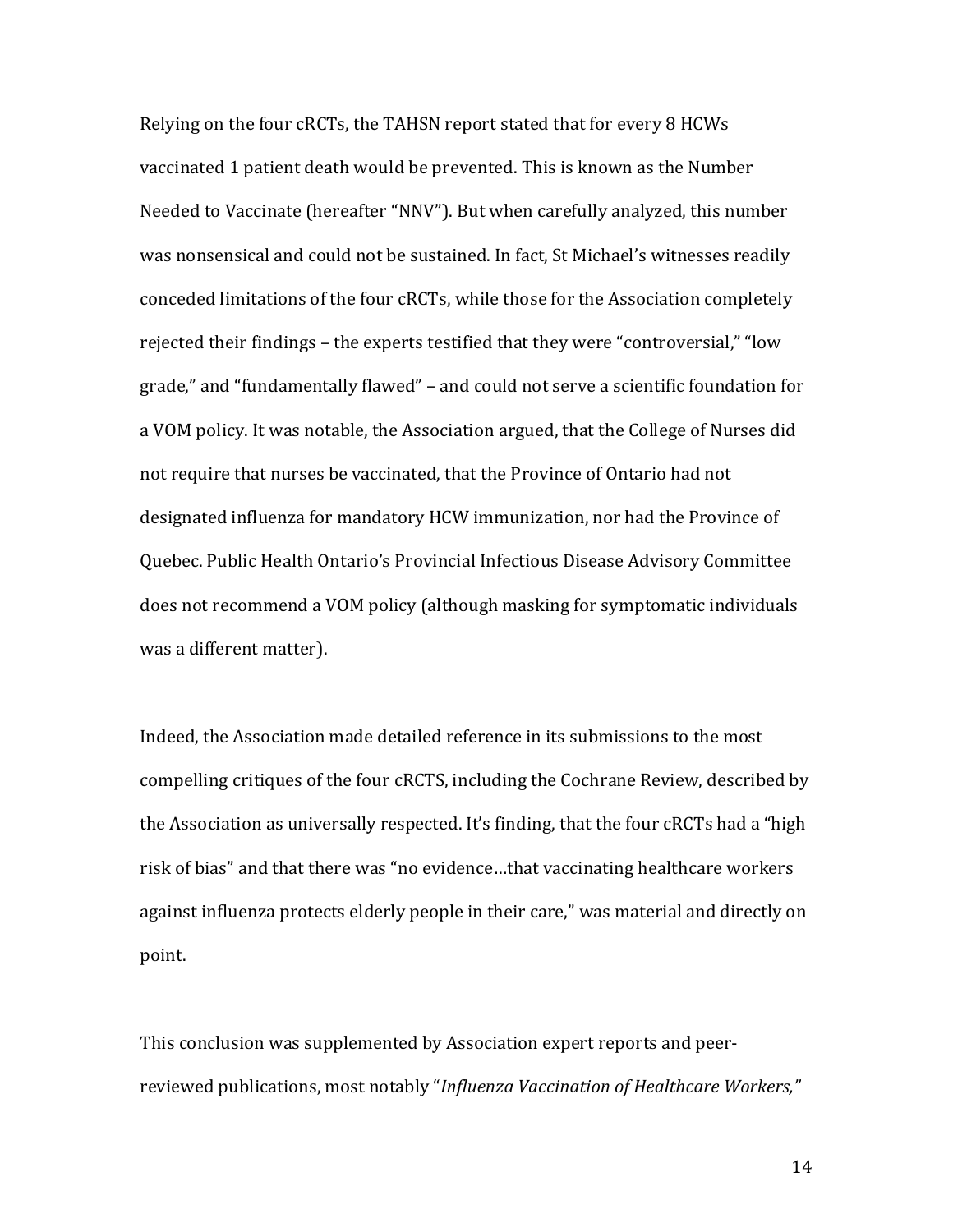Relying on the four cRCTs, the TAHSN report stated that for every 8 HCWs vaccinated 1 patient death would be prevented. This is known as the Number Needed to Vaccinate (hereafter "NNV"). But when carefully analyzed, this number was nonsensical and could not be sustained. In fact, St Michael's witnesses readily conceded limitations of the four cRCTs, while those for the Association completely rejected their findings – the experts testified that they were "controversial," "low grade," and "fundamentally flawed" – and could not serve a scientific foundation for a VOM policy. It was notable, the Association argued, that the College of Nurses did not require that nurses be vaccinated, that the Province of Ontario had not designated influenza for mandatory HCW immunization, nor had the Province of Quebec. Public Health Ontario's Provincial Infectious Disease Advisory Committee does not recommend a VOM policy (although masking for symptomatic individuals was a different matter).

Indeed, the Association made detailed reference in its submissions to the most compelling critiques of the four cRCTS, including the Cochrane Review, described by the Association as universally respected. It's finding, that the four cRCTs had a "high risk of bias" and that there was "no evidence…that vaccinating healthcare workers against influenza protects elderly people in their care," was material and directly on point.

This conclusion was supplemented by Association expert reports and peer-reviewed publications, most notably "*Influenza Vaccination of Healthcare Workers,"*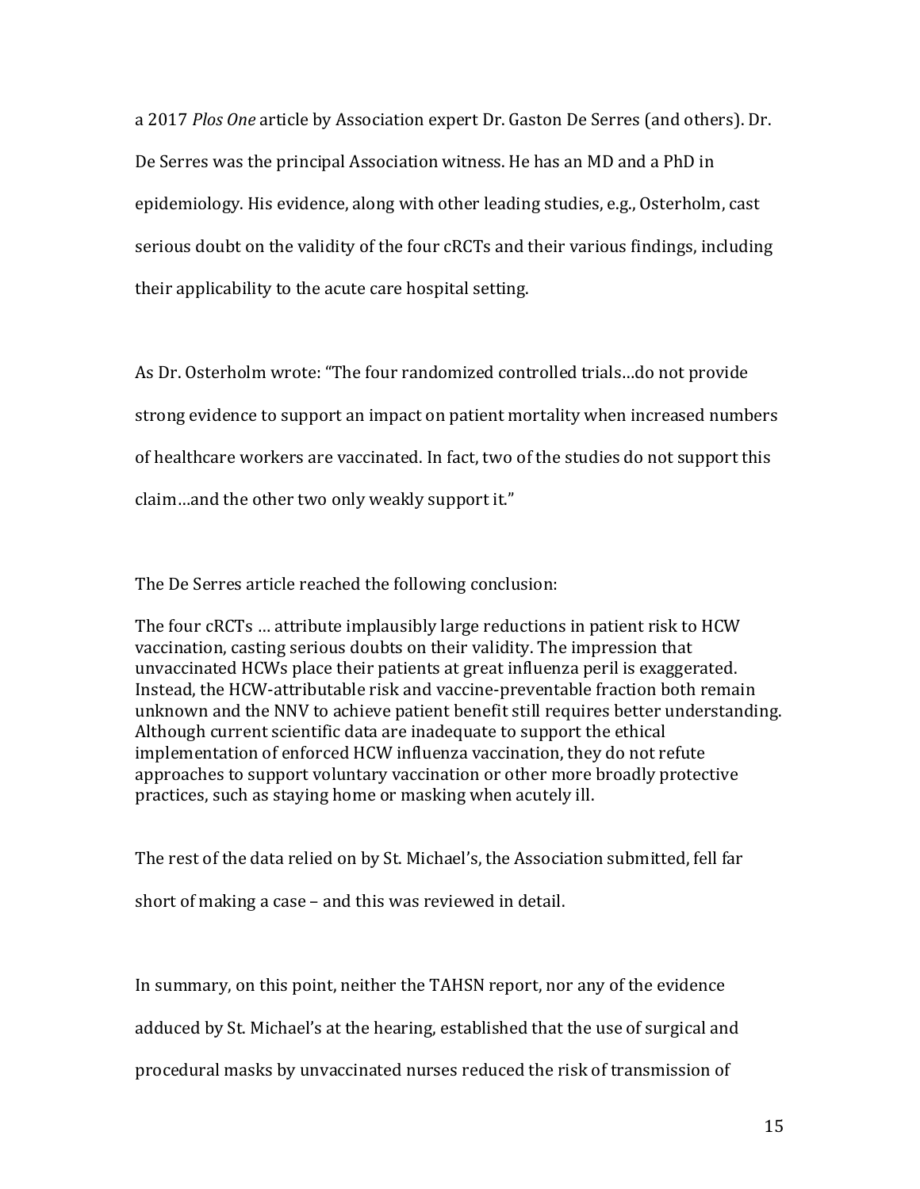a 2017 *Plos One* article by Association expert Dr. Gaston De Serres (and others). Dr. De Serres was the principal Association witness. He has an MD and a PhD in epidemiology. His evidence, along with other leading studies, e.g., Osterholm, cast serious doubt on the validity of the four cRCTs and their various findings, including their applicability to the acute care hospital setting.

As Dr. Osterholm wrote: "The four randomized controlled trials…do not provide strong evidence to support an impact on patient mortality when increased numbers of healthcare workers are vaccinated. In fact, two of the studies do not support this claim…and the other two only weakly support it."

The De Serres article reached the following conclusion:

> The four cRCTs … attribute implausibly large reductions in patient risk to HCW vaccination, casting serious doubts on their validity. The impression that unvaccinated HCWs place their patients at great influenza peril is exaggerated. Instead, the HCW-attributable risk and vaccine-preventable fraction both remain unknown and the NNV to achieve patient benefit still requires better understanding. Although current scientific data are inadequate to support the ethical implementation of enforced HCW influenza vaccination, they do not refute approaches to support voluntary vaccination or other more broadly protective practices, such as staying home or masking when acutely ill.

The rest of the data relied on by St. Michael's, the Association submitted, fell far short of making a case – and this was reviewed in detail.

In summary, on this point, neither the TAHSN report, nor any of the evidence adduced by St. Michael's at the hearing, established that the use of surgical and procedural masks by unvaccinated nurses reduced the risk of transmission of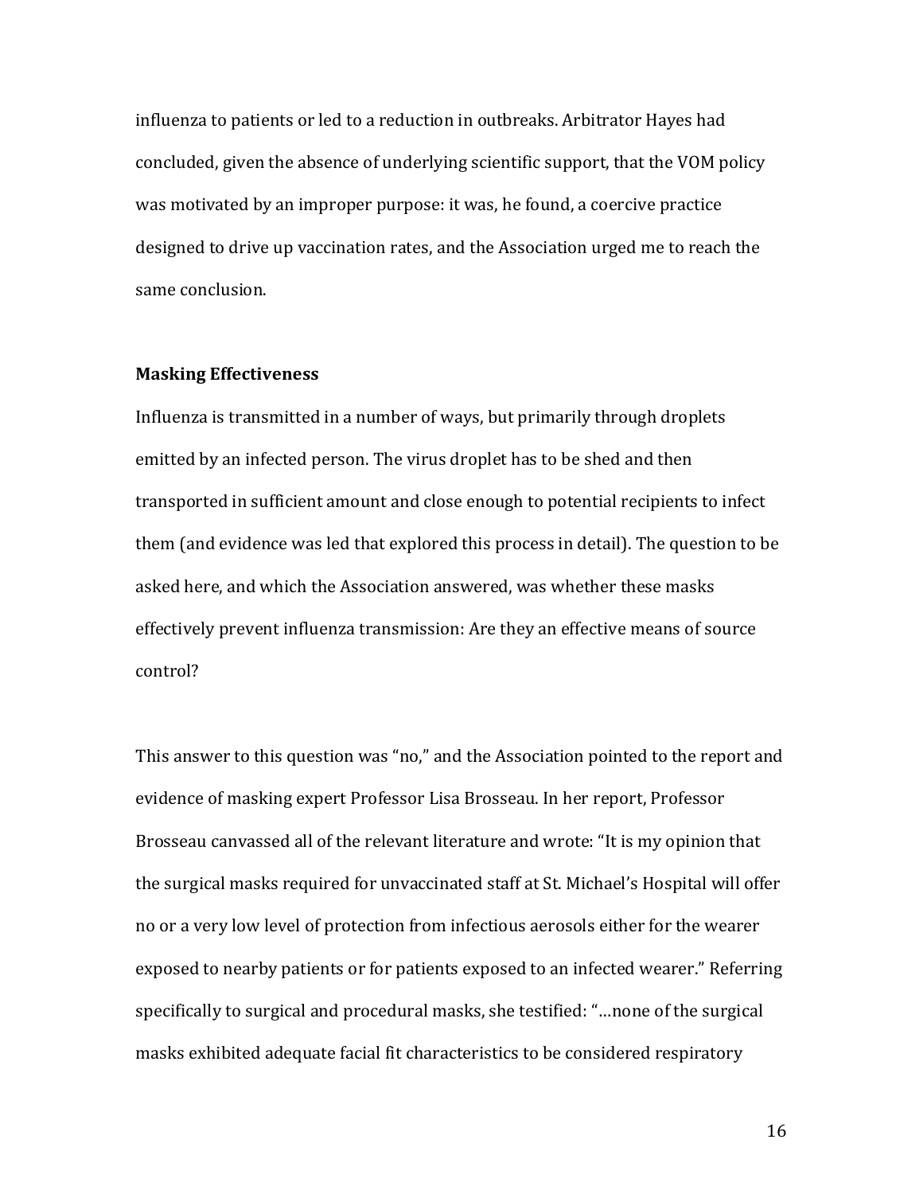influenza to patients or led to a reduction in outbreaks. Arbitrator Hayes had concluded, given the absence of underlying scientific support, that the VOM policy was motivated by an improper purpose: it was, he found, a coercive practice designed to drive up vaccination rates, and the Association urged me to reach the same conclusion.

**Masking Effectiveness**

Influenza is transmitted in a number of ways, but primarily through droplets emitted by an infected person. The virus droplet has to be shed and then transported in sufficient amount and close enough to potential recipients to infect them (and evidence was led that explored this process in detail). The question to be asked here, and which the Association answered, was whether these masks effectively prevent influenza transmission: Are they an effective means of source control?

This answer to this question was "no," and the Association pointed to the report and evidence of masking expert Professor Lisa Brosseau. In her report, Professor Brosseau canvassed all of the relevant literature and wrote: "It is my opinion that the surgical masks required for unvaccinated staff at St. Michael's Hospital will offer no or a very low level of protection from infectious aerosols either for the wearer exposed to nearby patients or for patients exposed to an infected wearer." Referring specifically to surgical and procedural masks, she testified: "…none of the surgical masks exhibited adequate facial fit characteristics to be considered respiratory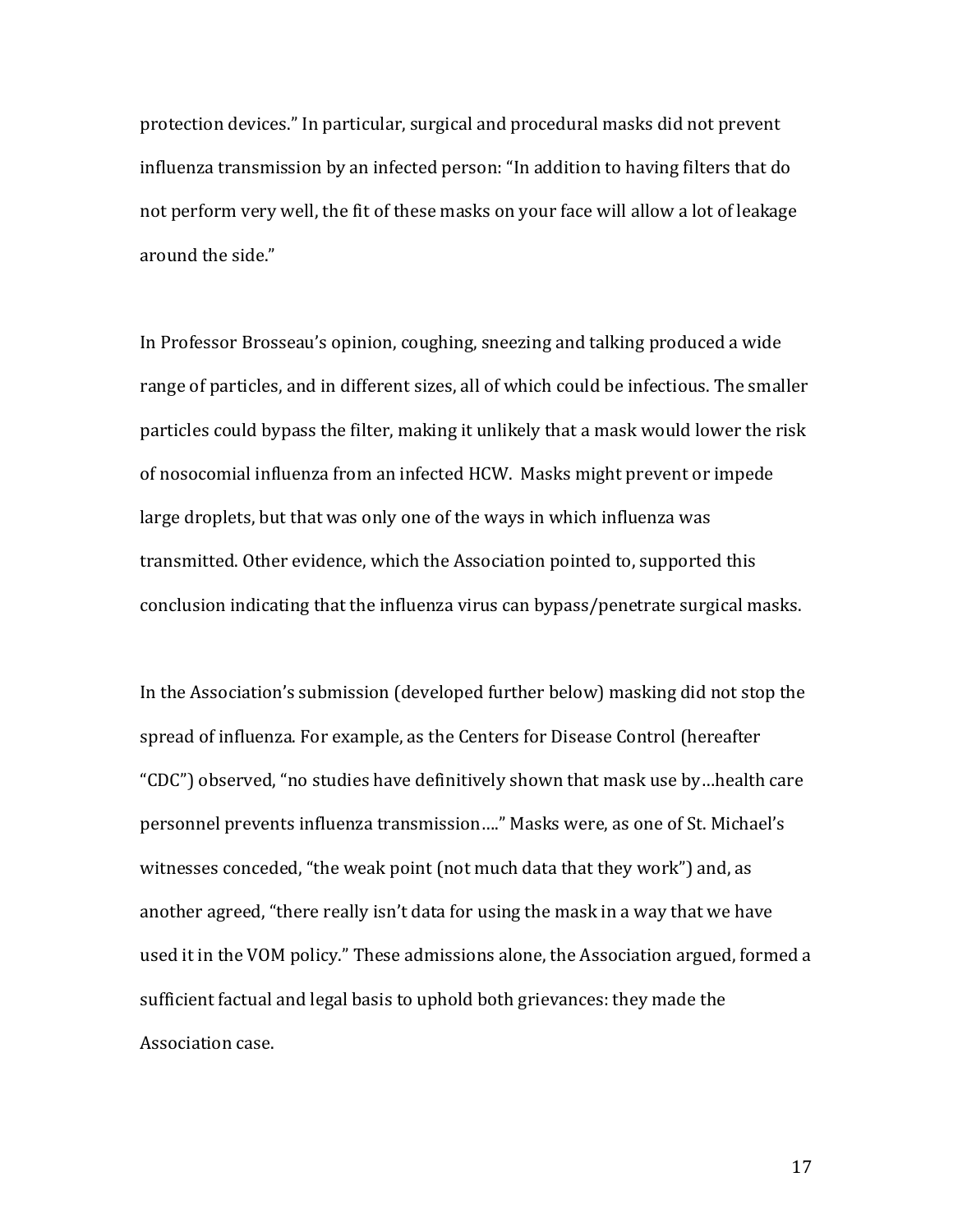protection devices." In particular, surgical and procedural masks did not prevent influenza transmission by an infected person: "In addition to having filters that do not perform very well, the fit of these masks on your face will allow a lot of leakage around the side."

In Professor Brosseau's opinion, coughing, sneezing and talking produced a wide range of particles, and in different sizes, all of which could be infectious. The smaller particles could bypass the filter, making it unlikely that a mask would lower the risk of nosocomial influenza from an infected HCW. Masks might prevent or impede large droplets, but that was only one of the ways in which influenza was transmitted. Other evidence, which the Association pointed to, supported this conclusion indicating that the influenza virus can bypass/penetrate surgical masks.

In the Association's submission (developed further below) masking did not stop the spread of influenza. For example, as the Centers for Disease Control (hereafter "CDC") observed, "no studies have definitively shown that mask use by…health care personnel prevents influenza transmission…." Masks were, as one of St. Michael's witnesses conceded, "the weak point (not much data that they work") and, as another agreed, "there really isn't data for using the mask in a way that we have used it in the VOM policy." These admissions alone, the Association argued, formed a sufficient factual and legal basis to uphold both grievances: they made the Association case.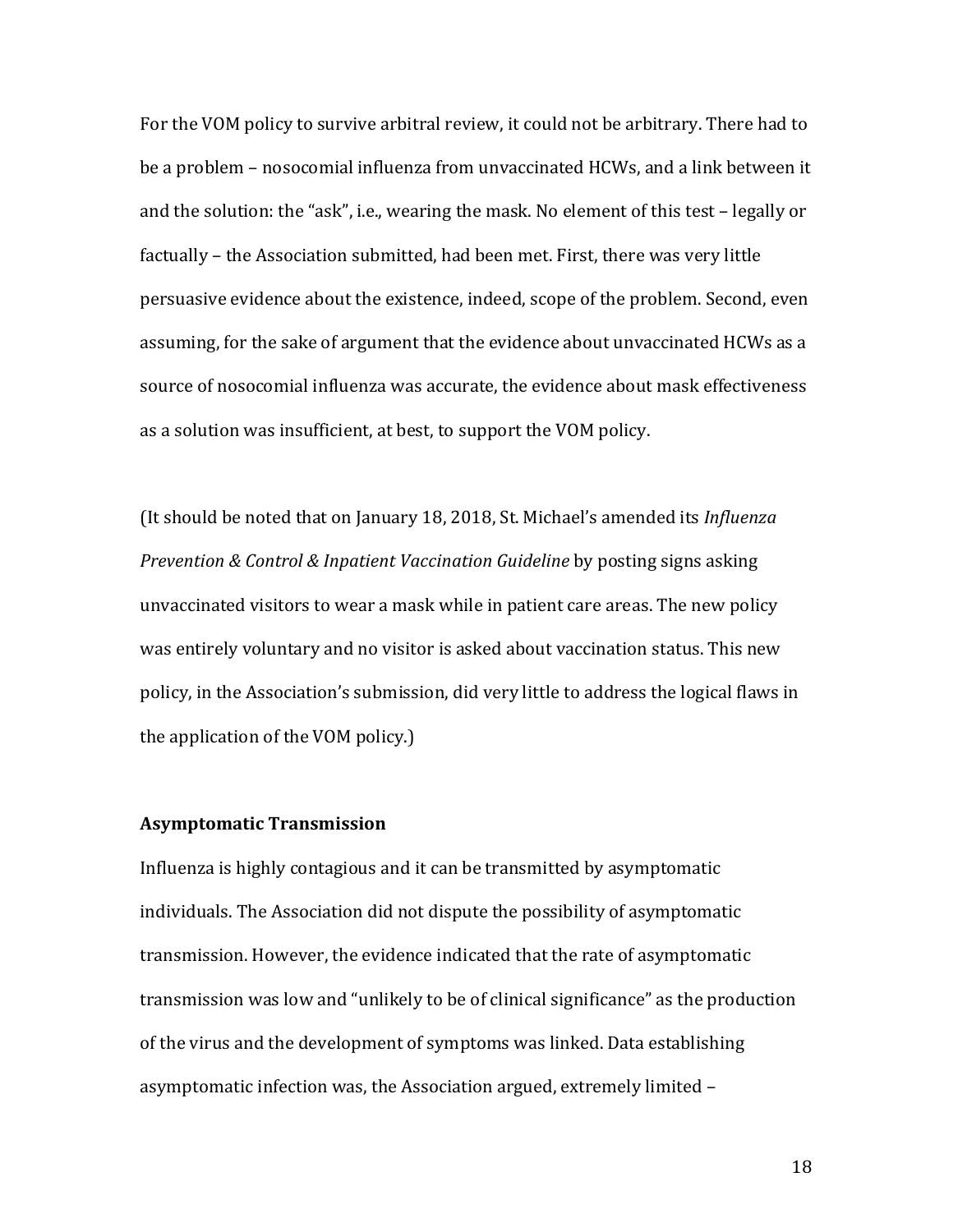For the VOM policy to survive arbitral review, it could not be arbitrary. There had to be a problem – nosocomial influenza from unvaccinated HCWs, and a link between it and the solution: the "ask", i.e., wearing the mask. No element of this test – legally or factually – the Association submitted, had been met. First, there was very little persuasive evidence about the existence, indeed, scope of the problem. Second, even assuming, for the sake of argument that the evidence about unvaccinated HCWs as a source of nosocomial influenza was accurate, the evidence about mask effectiveness as a solution was insufficient, at best, to support the VOM policy.

(It should be noted that on January 18, 2018, St. Michael's amended its *Influenza Prevention & Control & Inpatient Vaccination Guideline* by posting signs asking unvaccinated visitors to wear a mask while in patient care areas. The new policy was entirely voluntary and no visitor is asked about vaccination status. This new policy, in the Association's submission, did very little to address the logical flaws in the application of the VOM policy.)

**Asymptomatic Transmission**

Influenza is highly contagious and it can be transmitted by asymptomatic individuals. The Association did not dispute the possibility of asymptomatic transmission. However, the evidence indicated that the rate of asymptomatic transmission was low and "unlikely to be of clinical significance" as the production of the virus and the development of symptoms was linked. Data establishing asymptomatic infection was, the Association argued, extremely limited –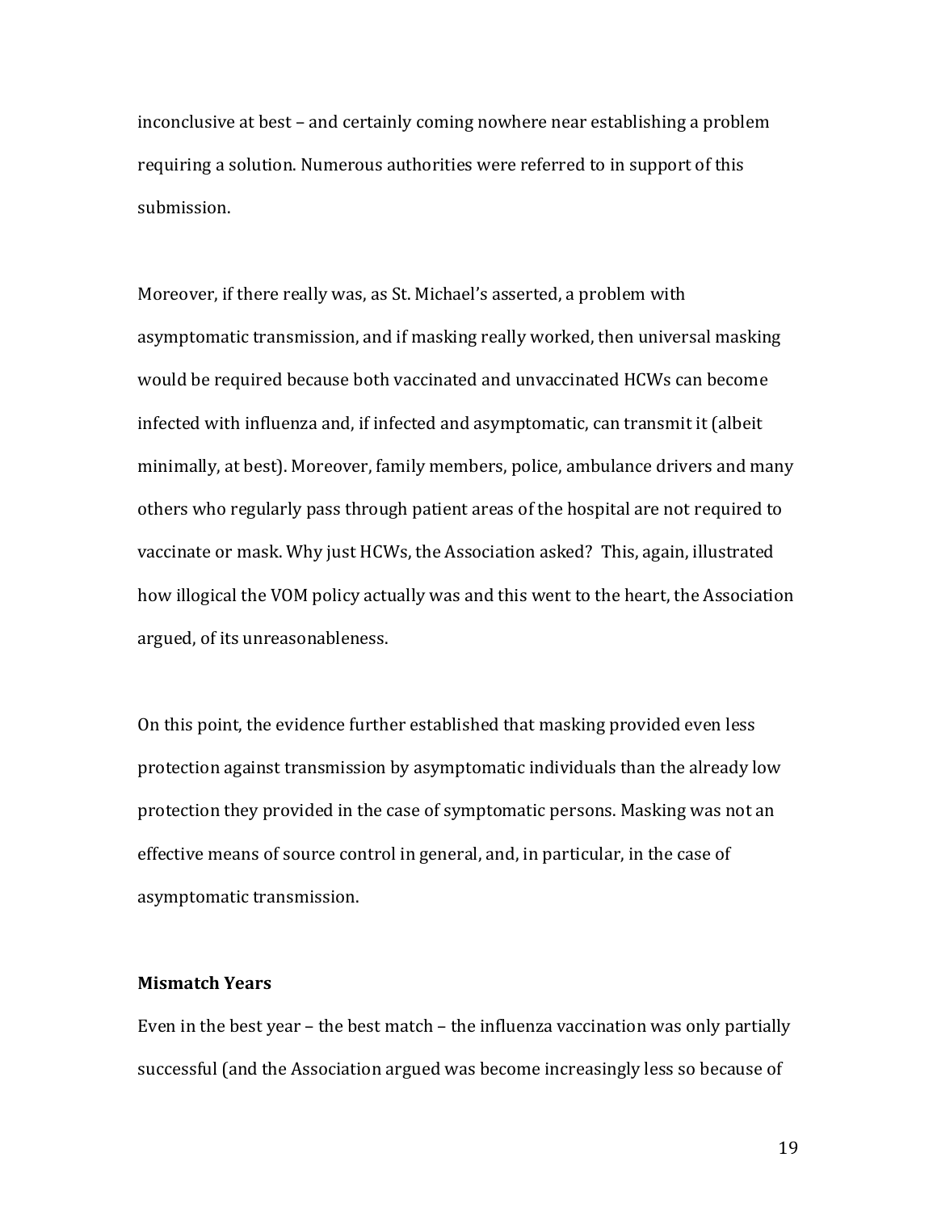inconclusive at best – and certainly coming nowhere near establishing a problem requiring a solution. Numerous authorities were referred to in support of this submission.

Moreover, if there really was, as St. Michael's asserted, a problem with asymptomatic transmission, and if masking really worked, then universal masking would be required because both vaccinated and unvaccinated HCWs can become infected with influenza and, if infected and asymptomatic, can transmit it (albeit minimally, at best). Moreover, family members, police, ambulance drivers and many others who regularly pass through patient areas of the hospital are not required to vaccinate or mask. Why just HCWs, the Association asked? This, again, illustrated how illogical the VOM policy actually was and this went to the heart, the Association argued, of its unreasonableness.

On this point, the evidence further established that masking provided even less protection against transmission by asymptomatic individuals than the already low protection they provided in the case of symptomatic persons. Masking was not an effective means of source control in general, and, in particular, in the case of asymptomatic transmission.

**Mismatch Years**

Even in the best year – the best match – the influenza vaccination was only partially successful (and the Association argued was become increasingly less so because of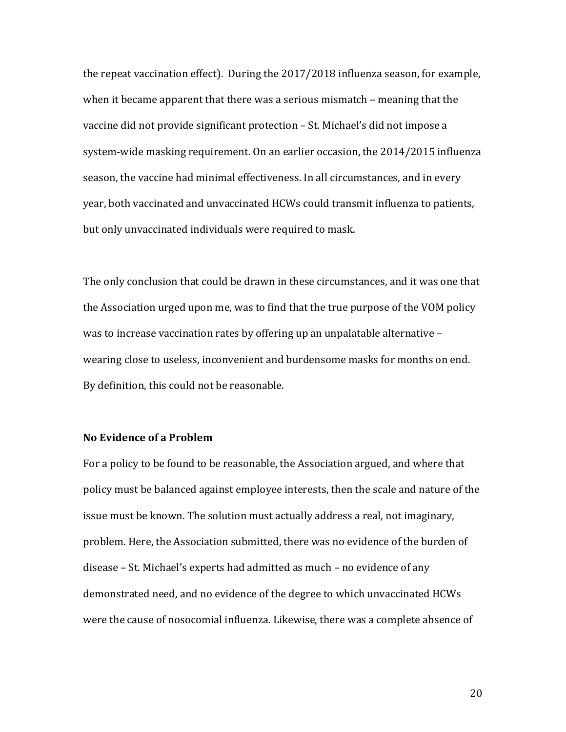the repeat vaccination effect). During the 2017/2018 influenza season, for example, when it became apparent that there was a serious mismatch – meaning that the vaccine did not provide significant protection – St. Michael's did not impose a system-wide masking requirement. On an earlier occasion, the 2014/2015 influenza season, the vaccine had minimal effectiveness. In all circumstances, and in every year, both vaccinated and unvaccinated HCWs could transmit influenza to patients, but only unvaccinated individuals were required to mask.

The only conclusion that could be drawn in these circumstances, and it was one that the Association urged upon me, was to find that the true purpose of the VOM policy was to increase vaccination rates by offering up an unpalatable alternative – wearing close to useless, inconvenient and burdensome masks for months on end. By definition, this could not be reasonable.

**No Evidence of a Problem**

For a policy to be found to be reasonable, the Association argued, and where that policy must be balanced against employee interests, then the scale and nature of the issue must be known. The solution must actually address a real, not imaginary, problem. Here, the Association submitted, there was no evidence of the burden of disease – St. Michael's experts had admitted as much – no evidence of any demonstrated need, and no evidence of the degree to which unvaccinated HCWs were the cause of nosocomial influenza. Likewise, there was a complete absence of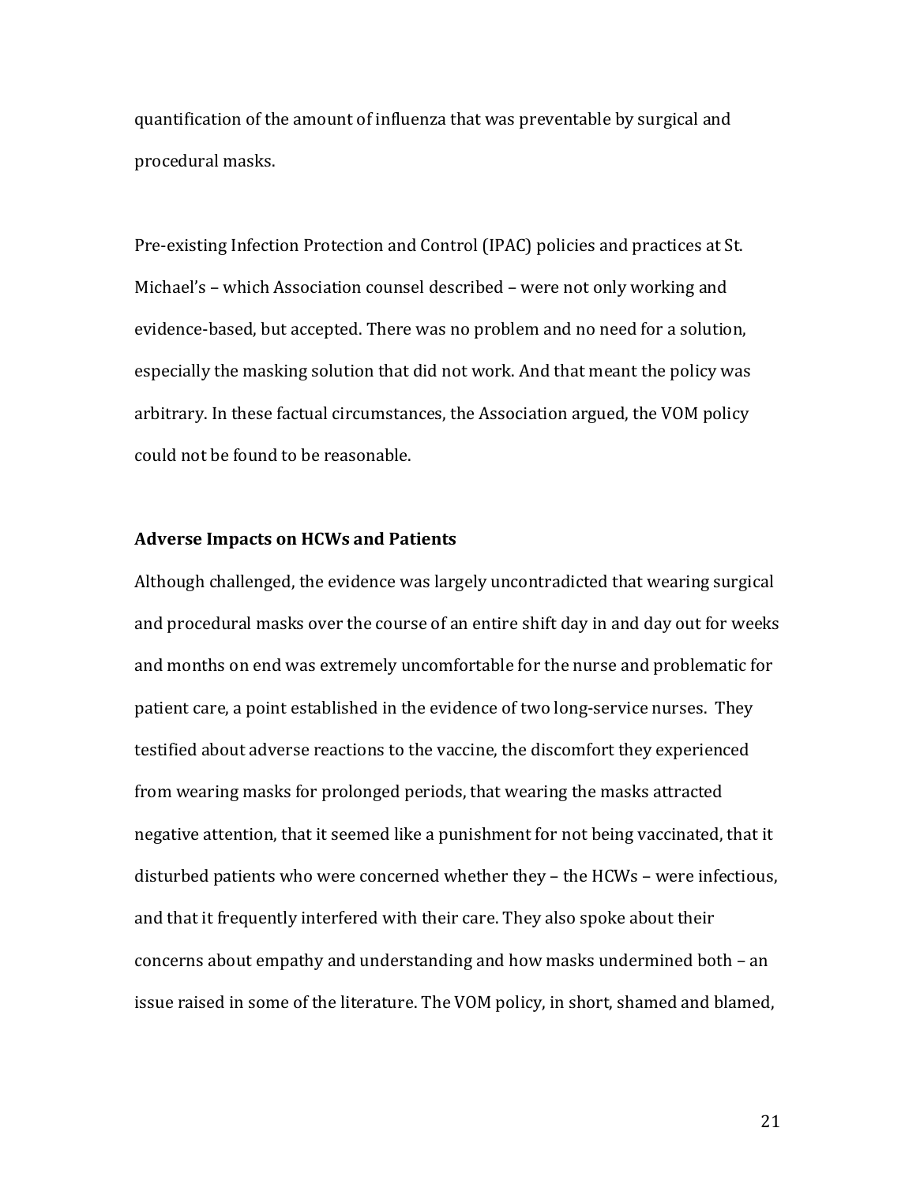quantification of the amount of influenza that was preventable by surgical and procedural masks.

Pre-existing Infection Protection and Control (IPAC) policies and practices at St. Michael's – which Association counsel described – were not only working and evidence-based, but accepted. There was no problem and no need for a solution, especially the masking solution that did not work. And that meant the policy was arbitrary. In these factual circumstances, the Association argued, the VOM policy could not be found to be reasonable.

**Adverse Impacts on HCWs and Patients**

Although challenged, the evidence was largely uncontradicted that wearing surgical and procedural masks over the course of an entire shift day in and day out for weeks and months on end was extremely uncomfortable for the nurse and problematic for patient care, a point established in the evidence of two long-service nurses. They testified about adverse reactions to the vaccine, the discomfort they experienced from wearing masks for prolonged periods, that wearing the masks attracted negative attention, that it seemed like a punishment for not being vaccinated, that it disturbed patients who were concerned whether they – the HCWs – were infectious, and that it frequently interfered with their care. They also spoke about their concerns about empathy and understanding and how masks undermined both – an issue raised in some of the literature. The VOM policy, in short, shamed and blamed,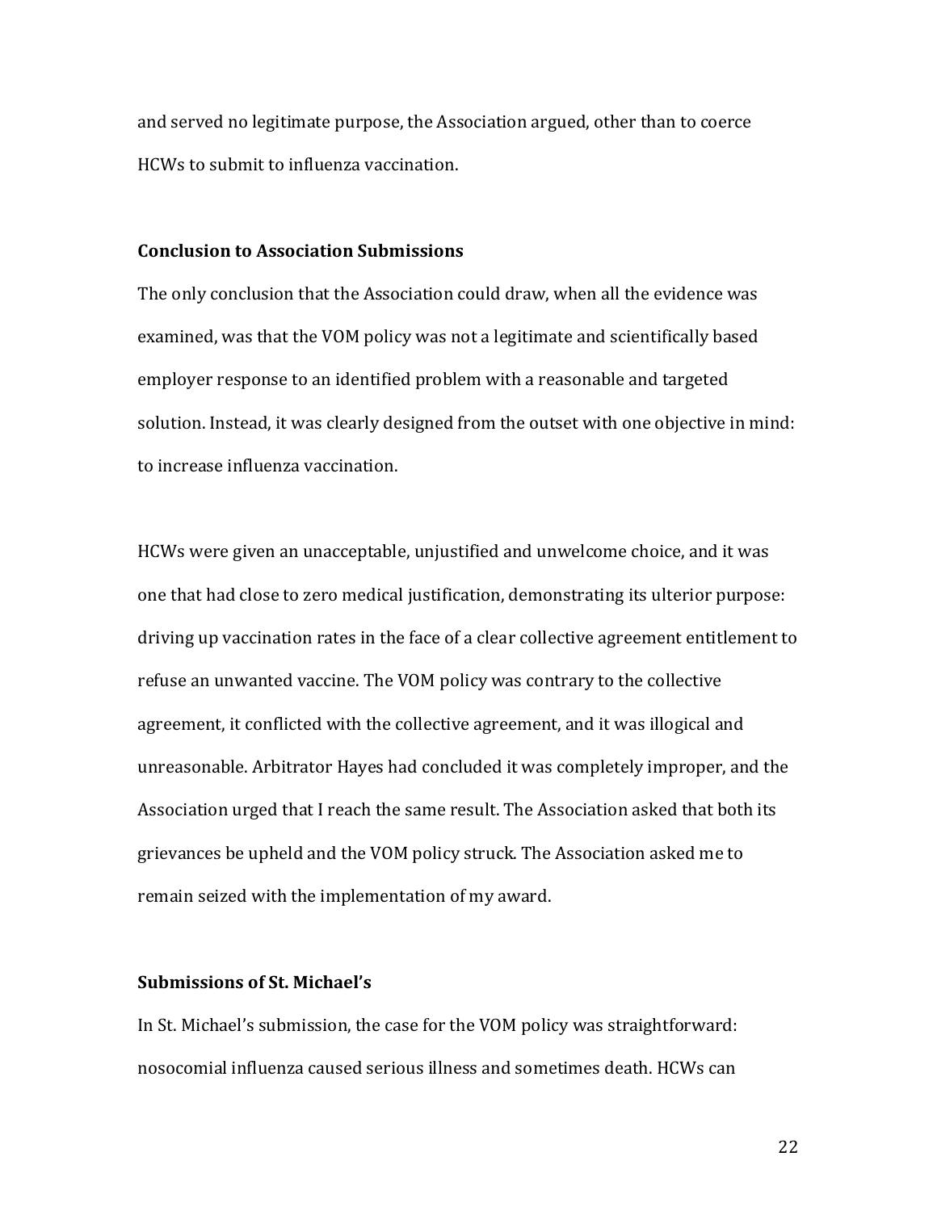and served no legitimate purpose, the Association argued, other than to coerce HCWs to submit to influenza vaccination.

### Conclusion to Association Submissions

The only conclusion that the Association could draw, when all the evidence was examined, was that the VOM policy was not a legitimate and scientifically based employer response to an identified problem with a reasonable and targeted solution. Instead, it was clearly designed from the outset with one objective in mind: to increase influenza vaccination.

HCWs were given an unacceptable, unjustified and unwelcome choice, and it was one that had close to zero medical justification, demonstrating its ulterior purpose: driving up vaccination rates in the face of a clear collective agreement entitlement to refuse an unwanted vaccine. The VOM policy was contrary to the collective agreement, it conflicted with the collective agreement, and it was illogical and unreasonable. Arbitrator Hayes had concluded it was completely improper, and the Association urged that I reach the same result. The Association asked that both its grievances be upheld and the VOM policy struck. The Association asked me to remain seized with the implementation of my award.

### Submissions of St. Michael's

In St. Michael's submission, the case for the VOM policy was straightforward: nosocomial influenza caused serious illness and sometimes death. HCWs can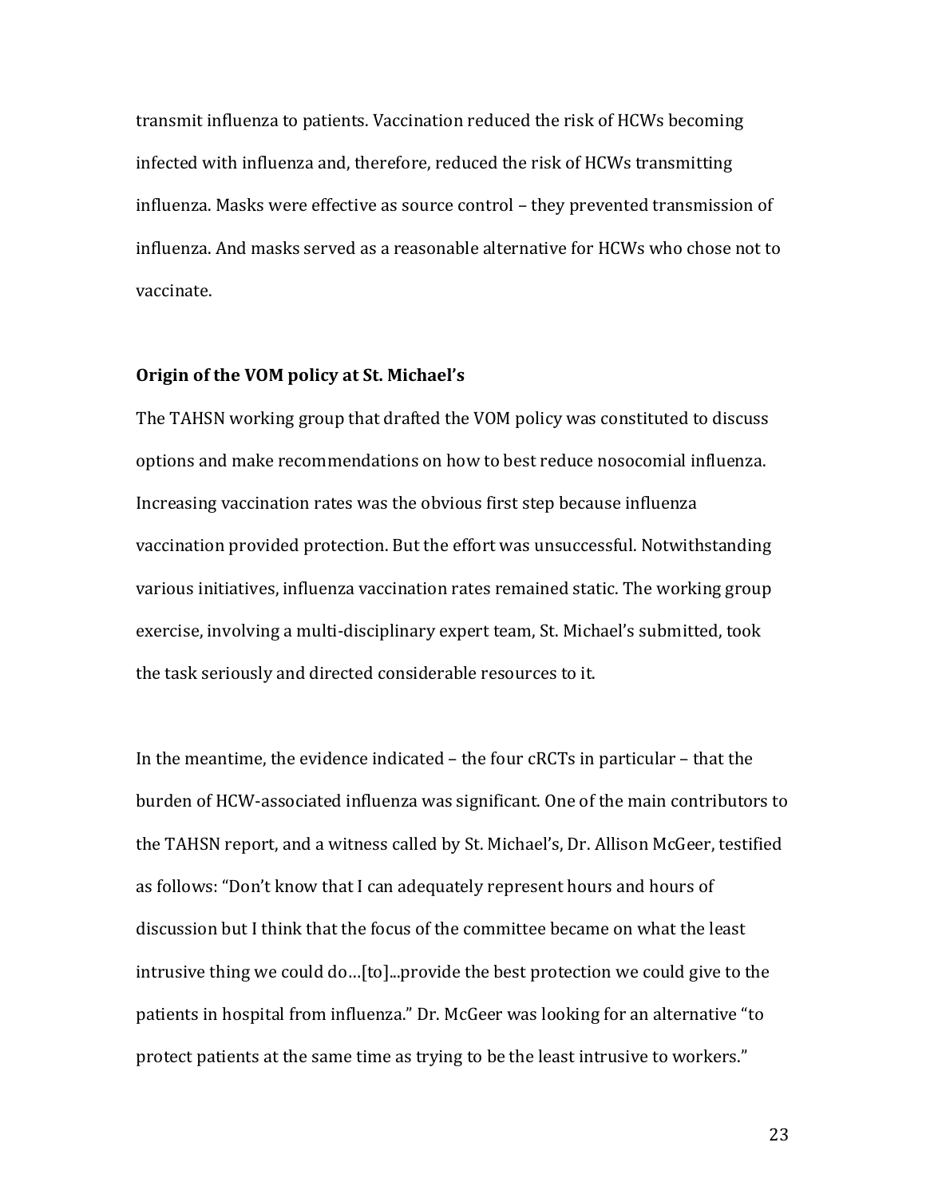transmit influenza to patients. Vaccination reduced the risk of HCWs becoming infected with influenza and, therefore, reduced the risk of HCWs transmitting influenza. Masks were effective as source control – they prevented transmission of influenza. And masks served as a reasonable alternative for HCWs who chose not to vaccinate.

**Origin of the VOM policy at St. Michael's**

The TAHSN working group that drafted the VOM policy was constituted to discuss options and make recommendations on how to best reduce nosocomial influenza. Increasing vaccination rates was the obvious first step because influenza vaccination provided protection. But the effort was unsuccessful. Notwithstanding various initiatives, influenza vaccination rates remained static. The working group exercise, involving a multi-disciplinary expert team, St. Michael's submitted, took the task seriously and directed considerable resources to it.

In the meantime, the evidence indicated – the four cRCTs in particular – that the burden of HCW-associated influenza was significant. One of the main contributors to the TAHSN report, and a witness called by St. Michael's, Dr. Allison McGeer, testified as follows: "Don't know that I can adequately represent hours and hours of discussion but I think that the focus of the committee became on what the least intrusive thing we could do…[to]...provide the best protection we could give to the patients in hospital from influenza." Dr. McGeer was looking for an alternative "to protect patients at the same time as trying to be the least intrusive to workers."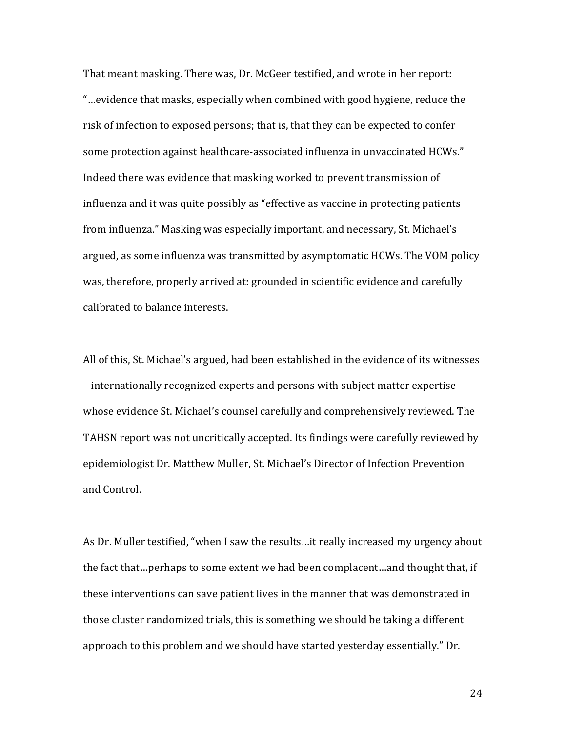That meant masking. There was, Dr. McGeer testified, and wrote in her report: "…evidence that masks, especially when combined with good hygiene, reduce the risk of infection to exposed persons; that is, that they can be expected to confer some protection against healthcare-associated influenza in unvaccinated HCWs." Indeed there was evidence that masking worked to prevent transmission of influenza and it was quite possibly as "effective as vaccine in protecting patients from influenza." Masking was especially important, and necessary, St. Michael's argued, as some influenza was transmitted by asymptomatic HCWs. The VOM policy was, therefore, properly arrived at: grounded in scientific evidence and carefully calibrated to balance interests.

All of this, St. Michael's argued, had been established in the evidence of its witnesses – internationally recognized experts and persons with subject matter expertise – whose evidence St. Michael's counsel carefully and comprehensively reviewed. The TAHSN report was not uncritically accepted. Its findings were carefully reviewed by epidemiologist Dr. Matthew Muller, St. Michael's Director of Infection Prevention and Control.

As Dr. Muller testified, "when I saw the results…it really increased my urgency about the fact that…perhaps to some extent we had been complacent…and thought that, if these interventions can save patient lives in the manner that was demonstrated in those cluster randomized trials, this is something we should be taking a different approach to this problem and we should have started yesterday essentially." Dr.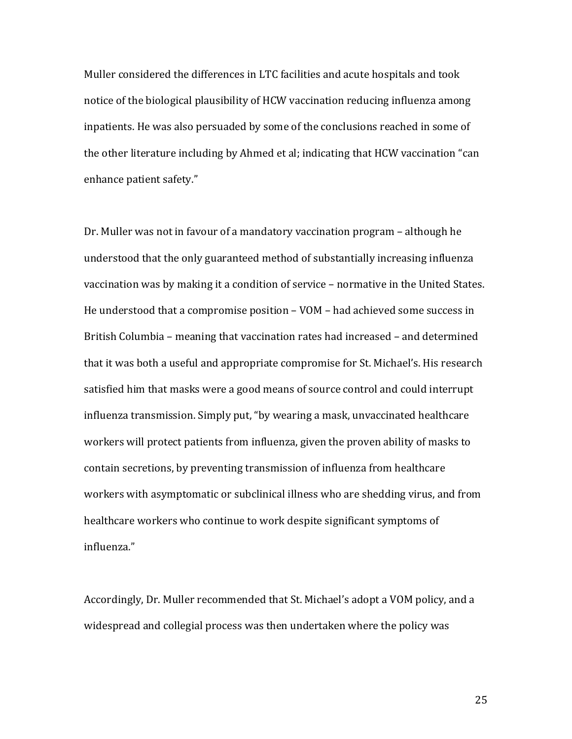Muller considered the differences in LTC facilities and acute hospitals and took notice of the biological plausibility of HCW vaccination reducing influenza among inpatients. He was also persuaded by some of the conclusions reached in some of the other literature including by Ahmed et al; indicating that HCW vaccination "can enhance patient safety."

Dr. Muller was not in favour of a mandatory vaccination program – although he understood that the only guaranteed method of substantially increasing influenza vaccination was by making it a condition of service – normative in the United States. He understood that a compromise position – VOM – had achieved some success in British Columbia – meaning that vaccination rates had increased – and determined that it was both a useful and appropriate compromise for St. Michael's. His research satisfied him that masks were a good means of source control and could interrupt influenza transmission. Simply put, "by wearing a mask, unvaccinated healthcare workers will protect patients from influenza, given the proven ability of masks to contain secretions, by preventing transmission of influenza from healthcare workers with asymptomatic or subclinical illness who are shedding virus, and from healthcare workers who continue to work despite significant symptoms of influenza."

Accordingly, Dr. Muller recommended that St. Michael's adopt a VOM policy, and a widespread and collegial process was then undertaken where the policy was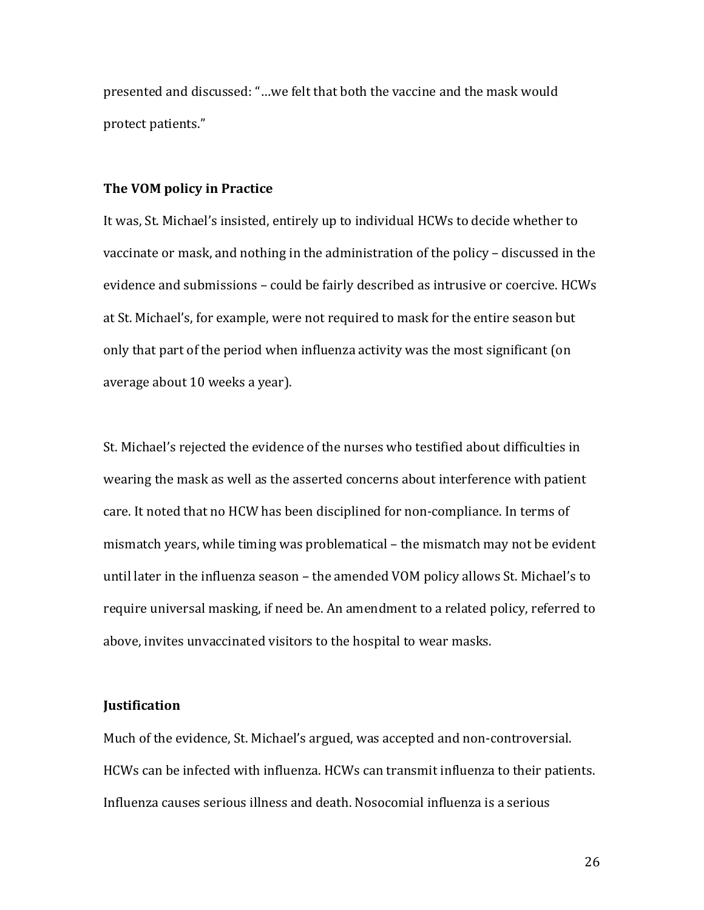presented and discussed: "…we felt that both the vaccine and the mask would protect patients."

### The VOM policy in Practice

It was, St. Michael's insisted, entirely up to individual HCWs to decide whether to vaccinate or mask, and nothing in the administration of the policy – discussed in the evidence and submissions – could be fairly described as intrusive or coercive. HCWs at St. Michael's, for example, were not required to mask for the entire season but only that part of the period when influenza activity was the most significant (on average about 10 weeks a year).

St. Michael's rejected the evidence of the nurses who testified about difficulties in wearing the mask as well as the asserted concerns about interference with patient care. It noted that no HCW has been disciplined for non-compliance. In terms of mismatch years, while timing was problematical – the mismatch may not be evident until later in the influenza season – the amended VOM policy allows St. Michael's to require universal masking, if need be. An amendment to a related policy, referred to above, invites unvaccinated visitors to the hospital to wear masks.

### Justification

Much of the evidence, St. Michael's argued, was accepted and non-controversial. HCWs can be infected with influenza. HCWs can transmit influenza to their patients. Influenza causes serious illness and death. Nosocomial influenza is a serious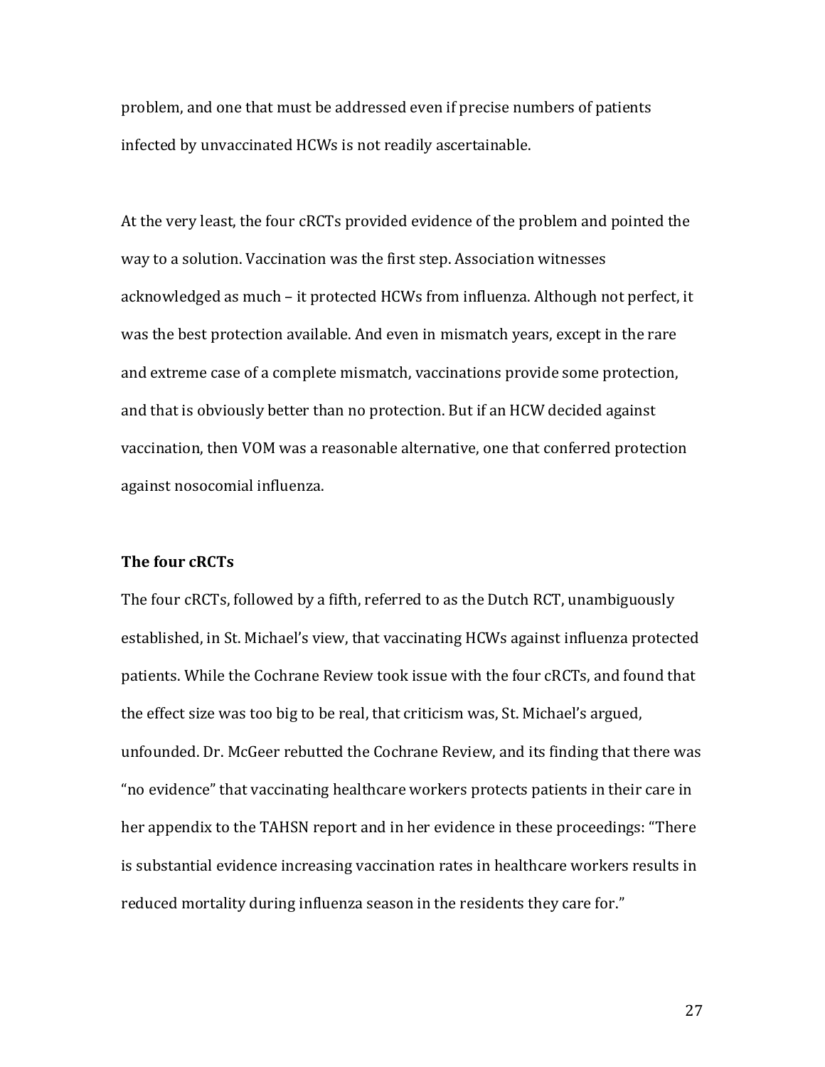problem, and one that must be addressed even if precise numbers of patients infected by unvaccinated HCWs is not readily ascertainable.

At the very least, the four cRCTs provided evidence of the problem and pointed the way to a solution. Vaccination was the first step. Association witnesses acknowledged as much – it protected HCWs from influenza. Although not perfect, it was the best protection available. And even in mismatch years, except in the rare and extreme case of a complete mismatch, vaccinations provide some protection, and that is obviously better than no protection. But if an HCW decided against vaccination, then VOM was a reasonable alternative, one that conferred protection against nosocomial influenza.

**The four cRCTs**

The four cRCTs, followed by a fifth, referred to as the Dutch RCT, unambiguously established, in St. Michael's view, that vaccinating HCWs against influenza protected patients. While the Cochrane Review took issue with the four cRCTs, and found that the effect size was too big to be real, that criticism was, St. Michael's argued, unfounded. Dr. McGeer rebutted the Cochrane Review, and its finding that there was "no evidence" that vaccinating healthcare workers protects patients in their care in her appendix to the TAHSN report and in her evidence in these proceedings: "There is substantial evidence increasing vaccination rates in healthcare workers results in reduced mortality during influenza season in the residents they care for."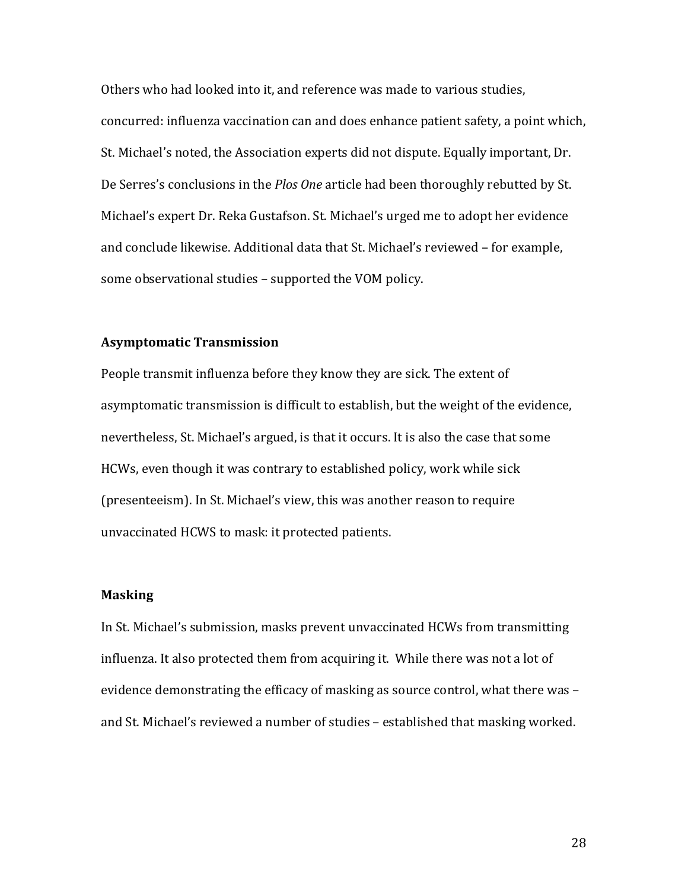Others who had looked into it, and reference was made to various studies, concurred: influenza vaccination can and does enhance patient safety, a point which, St. Michael's noted, the Association experts did not dispute. Equally important, Dr. De Serres's conclusions in the *Plos One* article had been thoroughly rebutted by St. Michael's expert Dr. Reka Gustafson. St. Michael's urged me to adopt her evidence and conclude likewise. Additional data that St. Michael's reviewed – for example, some observational studies – supported the VOM policy.

**Asymptomatic Transmission**

People transmit influenza before they know they are sick. The extent of asymptomatic transmission is difficult to establish, but the weight of the evidence, nevertheless, St. Michael's argued, is that it occurs. It is also the case that some HCWs, even though it was contrary to established policy, work while sick (presenteeism). In St. Michael's view, this was another reason to require unvaccinated HCWS to mask: it protected patients.

**Masking**

In St. Michael's submission, masks prevent unvaccinated HCWs from transmitting influenza. It also protected them from acquiring it. While there was not a lot of evidence demonstrating the efficacy of masking as source control, what there was – and St. Michael's reviewed a number of studies – established that masking worked.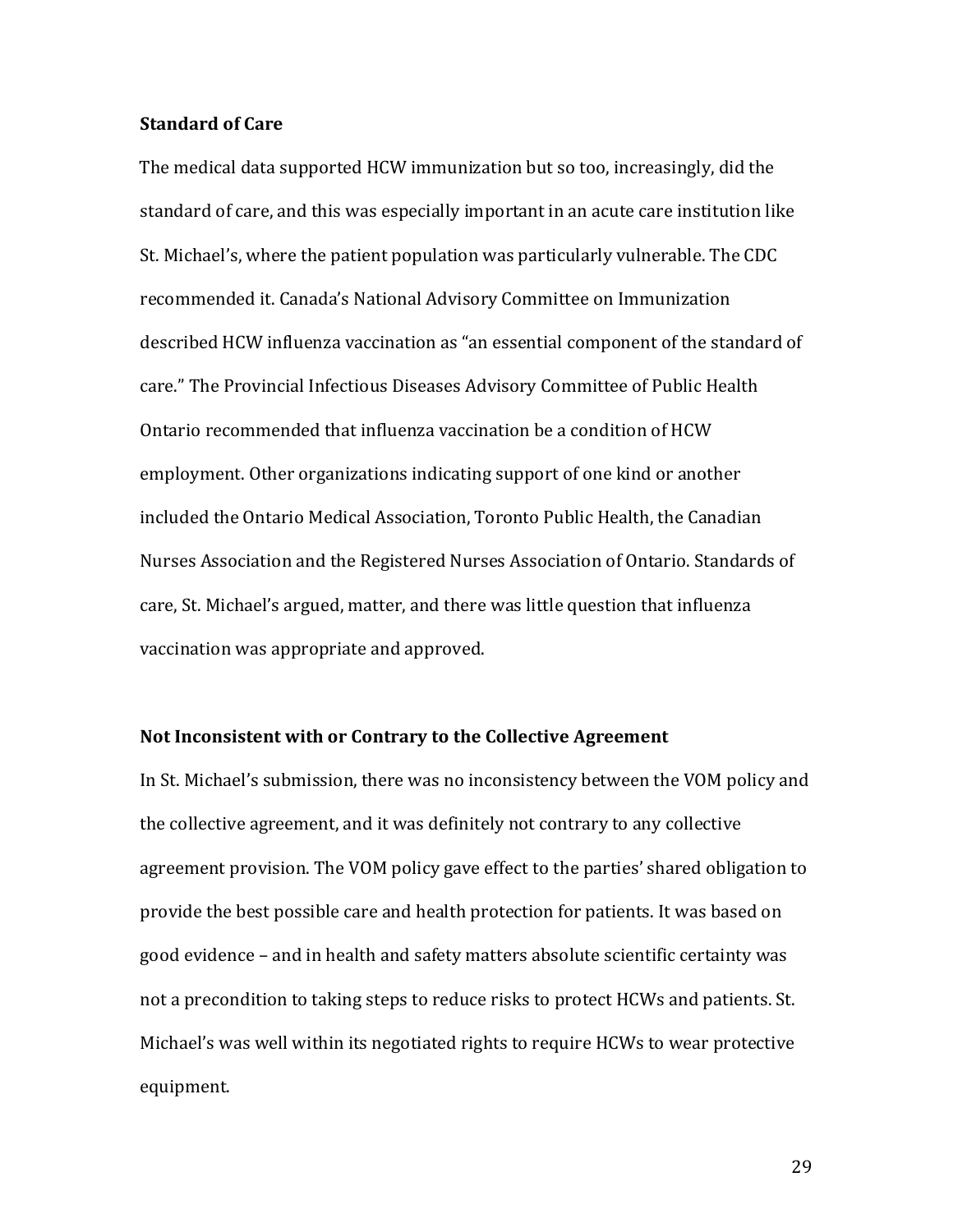**Standard of Care**

The medical data supported HCW immunization but so too, increasingly, did the standard of care, and this was especially important in an acute care institution like St. Michael's, where the patient population was particularly vulnerable. The CDC recommended it. Canada's National Advisory Committee on Immunization described HCW influenza vaccination as "an essential component of the standard of care." The Provincial Infectious Diseases Advisory Committee of Public Health Ontario recommended that influenza vaccination be a condition of HCW employment. Other organizations indicating support of one kind or another included the Ontario Medical Association, Toronto Public Health, the Canadian Nurses Association and the Registered Nurses Association of Ontario. Standards of care, St. Michael's argued, matter, and there was little question that influenza vaccination was appropriate and approved.

**Not Inconsistent with or Contrary to the Collective Agreement**

In St. Michael's submission, there was no inconsistency between the VOM policy and the collective agreement, and it was definitely not contrary to any collective agreement provision. The VOM policy gave effect to the parties' shared obligation to provide the best possible care and health protection for patients. It was based on good evidence – and in health and safety matters absolute scientific certainty was not a precondition to taking steps to reduce risks to protect HCWs and patients. St. Michael's was well within its negotiated rights to require HCWs to wear protective equipment.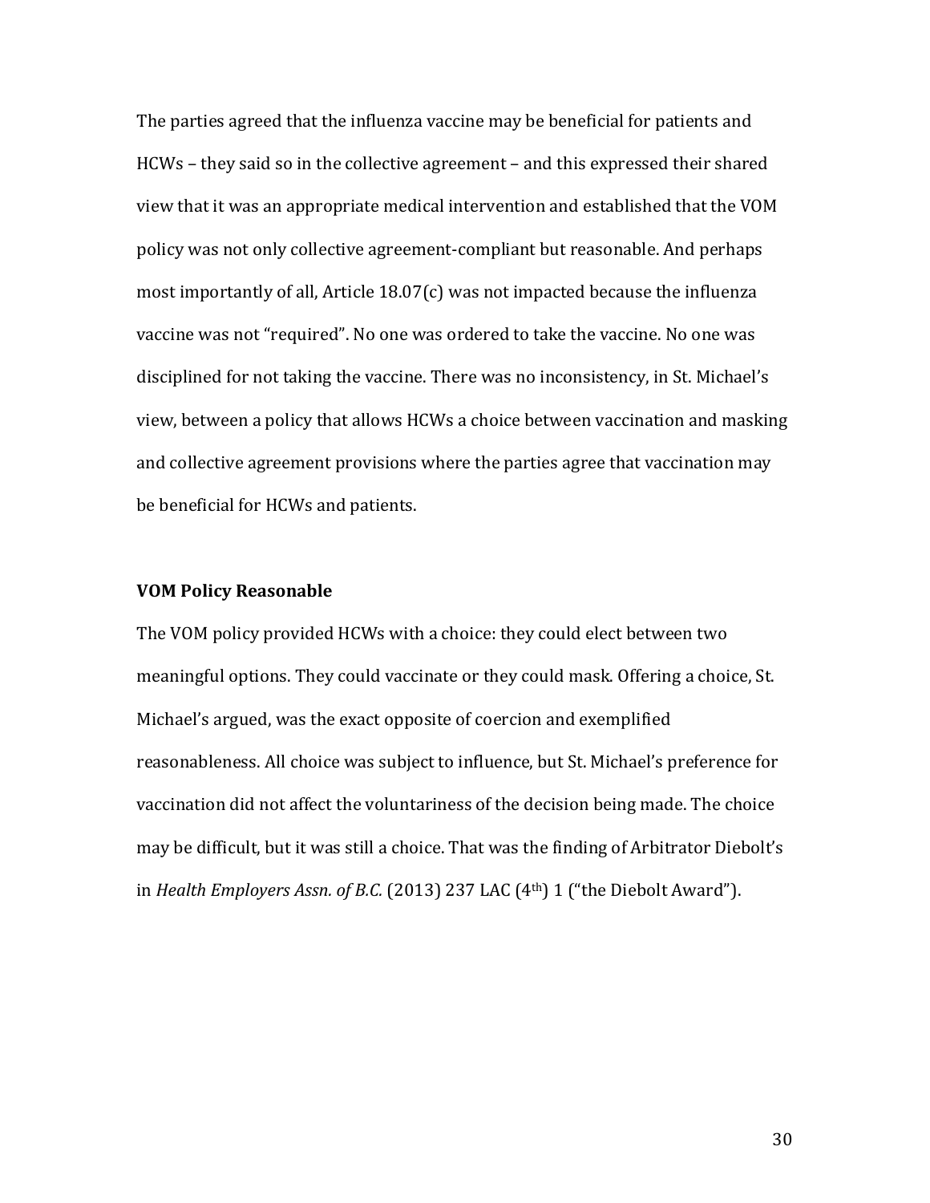The parties agreed that the influenza vaccine may be beneficial for patients and HCWs – they said so in the collective agreement – and this expressed their shared view that it was an appropriate medical intervention and established that the VOM policy was not only collective agreement-compliant but reasonable. And perhaps most importantly of all, Article 18.07(c) was not impacted because the influenza vaccine was not "required". No one was ordered to take the vaccine. No one was disciplined for not taking the vaccine. There was no inconsistency, in St. Michael's view, between a policy that allows HCWs a choice between vaccination and masking and collective agreement provisions where the parties agree that vaccination may be beneficial for HCWs and patients.

**VOM Policy Reasonable**

The VOM policy provided HCWs with a choice: they could elect between two meaningful options. They could vaccinate or they could mask. Offering a choice, St. Michael's argued, was the exact opposite of coercion and exemplified reasonableness. All choice was subject to influence, but St. Michael's preference for vaccination did not affect the voluntariness of the decision being made. The choice may be difficult, but it was still a choice. That was the finding of Arbitrator Diebolt's in *Health Employers Assn. of B.C.* (2013) 237 LAC (4th) 1 ("the Diebolt Award").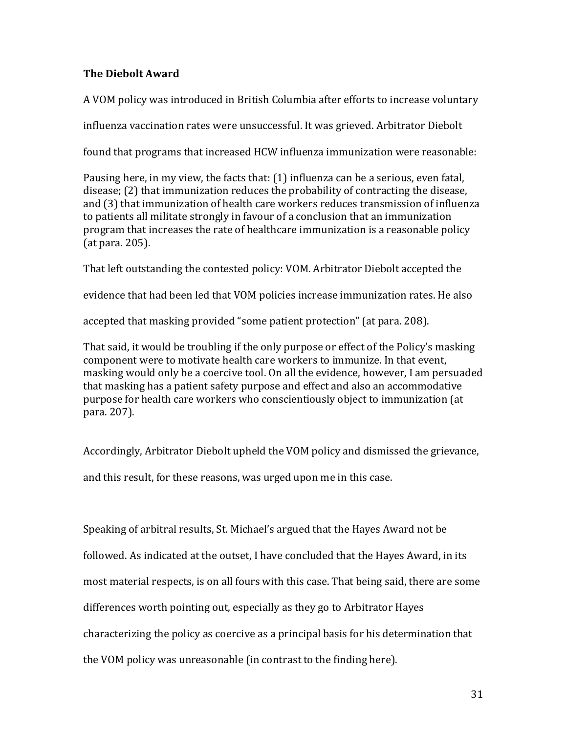**The Diebolt Award**

A VOM policy was introduced in British Columbia after efforts to increase voluntary influenza vaccination rates were unsuccessful. It was grieved. Arbitrator Diebolt found that programs that increased HCW influenza immunization were reasonable:

> Pausing here, in my view, the facts that: (1) influenza can be a serious, even fatal, disease; (2) that immunization reduces the probability of contracting the disease, and (3) that immunization of health care workers reduces transmission of influenza to patients all militate strongly in favour of a conclusion that an immunization program that increases the rate of healthcare immunization is a reasonable policy (at para. 205).

That left outstanding the contested policy: VOM. Arbitrator Diebolt accepted the evidence that had been led that VOM policies increase immunization rates. He also accepted that masking provided "some patient protection" (at para. 208).

> That said, it would be troubling if the only purpose or effect of the Policy's masking component were to motivate health care workers to immunize. In that event, masking would only be a coercive tool. On all the evidence, however, I am persuaded that masking has a patient safety purpose and effect and also an accommodative purpose for health care workers who conscientiously object to immunization (at para. 207).

Accordingly, Arbitrator Diebolt upheld the VOM policy and dismissed the grievance, and this result, for these reasons, was urged upon me in this case.

Speaking of arbitral results, St. Michael's argued that the Hayes Award not be followed. As indicated at the outset, I have concluded that the Hayes Award, in its most material respects, is on all fours with this case. That being said, there are some differences worth pointing out, especially as they go to Arbitrator Hayes characterizing the policy as coercive as a principal basis for his determination that the VOM policy was unreasonable (in contrast to the finding here).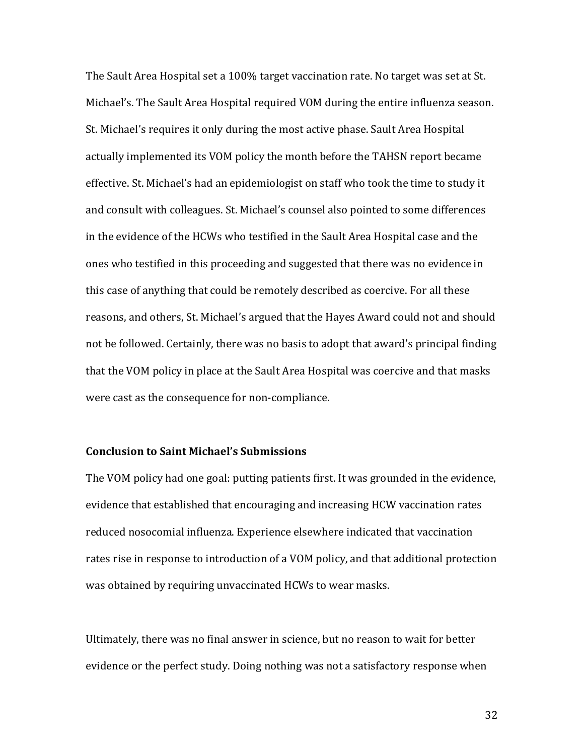The Sault Area Hospital set a 100% target vaccination rate. No target was set at St. Michael's. The Sault Area Hospital required VOM during the entire influenza season. St. Michael's requires it only during the most active phase. Sault Area Hospital actually implemented its VOM policy the month before the TAHSN report became effective. St. Michael's had an epidemiologist on staff who took the time to study it and consult with colleagues. St. Michael's counsel also pointed to some differences in the evidence of the HCWs who testified in the Sault Area Hospital case and the ones who testified in this proceeding and suggested that there was no evidence in this case of anything that could be remotely described as coercive. For all these reasons, and others, St. Michael's argued that the Hayes Award could not and should not be followed. Certainly, there was no basis to adopt that award's principal finding that the VOM policy in place at the Sault Area Hospital was coercive and that masks were cast as the consequence for non-compliance.

**Conclusion to Saint Michael's Submissions**

The VOM policy had one goal: putting patients first. It was grounded in the evidence, evidence that established that encouraging and increasing HCW vaccination rates reduced nosocomial influenza. Experience elsewhere indicated that vaccination rates rise in response to introduction of a VOM policy, and that additional protection was obtained by requiring unvaccinated HCWs to wear masks.

Ultimately, there was no final answer in science, but no reason to wait for better evidence or the perfect study. Doing nothing was not a satisfactory response when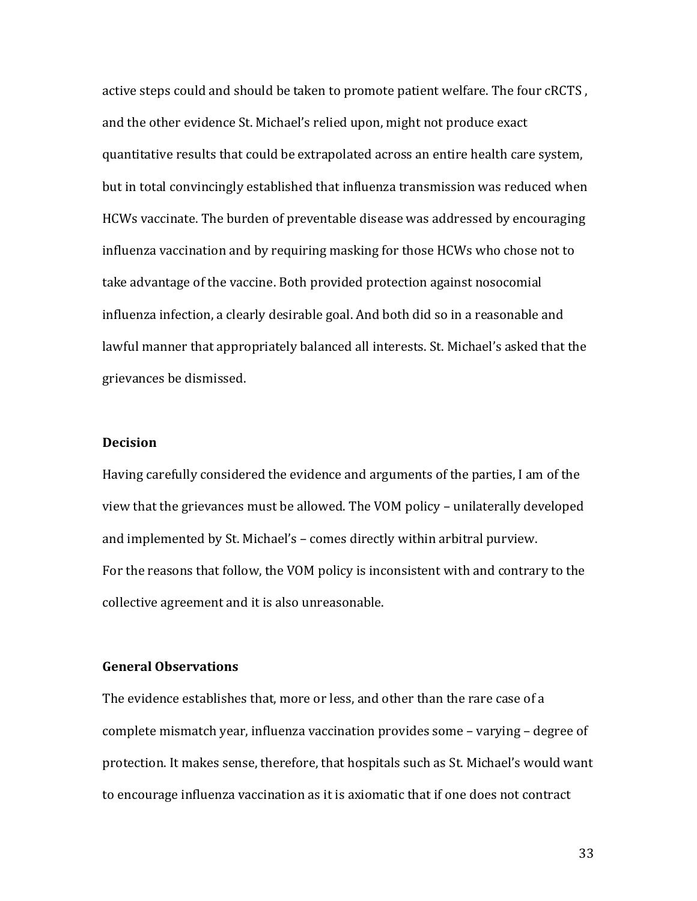active steps could and should be taken to promote patient welfare. The four cRCTS , and the other evidence St. Michael's relied upon, might not produce exact quantitative results that could be extrapolated across an entire health care system, but in total convincingly established that influenza transmission was reduced when HCWs vaccinate. The burden of preventable disease was addressed by encouraging influenza vaccination and by requiring masking for those HCWs who chose not to take advantage of the vaccine. Both provided protection against nosocomial influenza infection, a clearly desirable goal. And both did so in a reasonable and lawful manner that appropriately balanced all interests. St. Michael's asked that the grievances be dismissed.

**Decision**

Having carefully considered the evidence and arguments of the parties, I am of the view that the grievances must be allowed. The VOM policy – unilaterally developed and implemented by St. Michael's – comes directly within arbitral purview. For the reasons that follow, the VOM policy is inconsistent with and contrary to the collective agreement and it is also unreasonable.

**General Observations**

The evidence establishes that, more or less, and other than the rare case of a complete mismatch year, influenza vaccination provides some – varying – degree of protection. It makes sense, therefore, that hospitals such as St. Michael's would want to encourage influenza vaccination as it is axiomatic that if one does not contract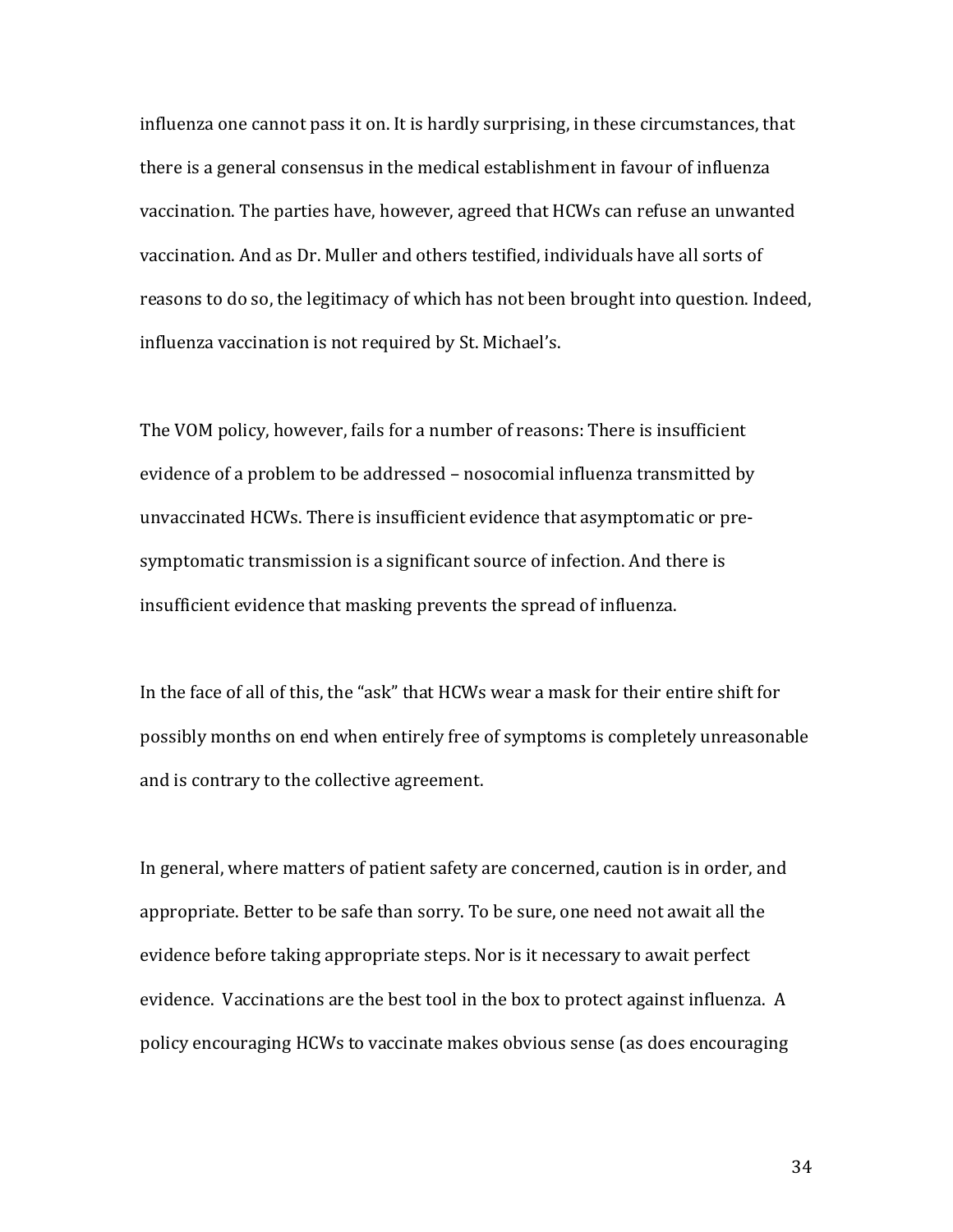influenza one cannot pass it on. It is hardly surprising, in these circumstances, that there is a general consensus in the medical establishment in favour of influenza vaccination. The parties have, however, agreed that HCWs can refuse an unwanted vaccination. And as Dr. Muller and others testified, individuals have all sorts of reasons to do so, the legitimacy of which has not been brought into question. Indeed, influenza vaccination is not required by St. Michael's.

The VOM policy, however, fails for a number of reasons: There is insufficient evidence of a problem to be addressed – nosocomial influenza transmitted by unvaccinated HCWs. There is insufficient evidence that asymptomatic or pre-symptomatic transmission is a significant source of infection. And there is insufficient evidence that masking prevents the spread of influenza.

In the face of all of this, the "ask" that HCWs wear a mask for their entire shift for possibly months on end when entirely free of symptoms is completely unreasonable and is contrary to the collective agreement.

In general, where matters of patient safety are concerned, caution is in order, and appropriate. Better to be safe than sorry. To be sure, one need not await all the evidence before taking appropriate steps. Nor is it necessary to await perfect evidence. Vaccinations are the best tool in the box to protect against influenza. A policy encouraging HCWs to vaccinate makes obvious sense (as does encouraging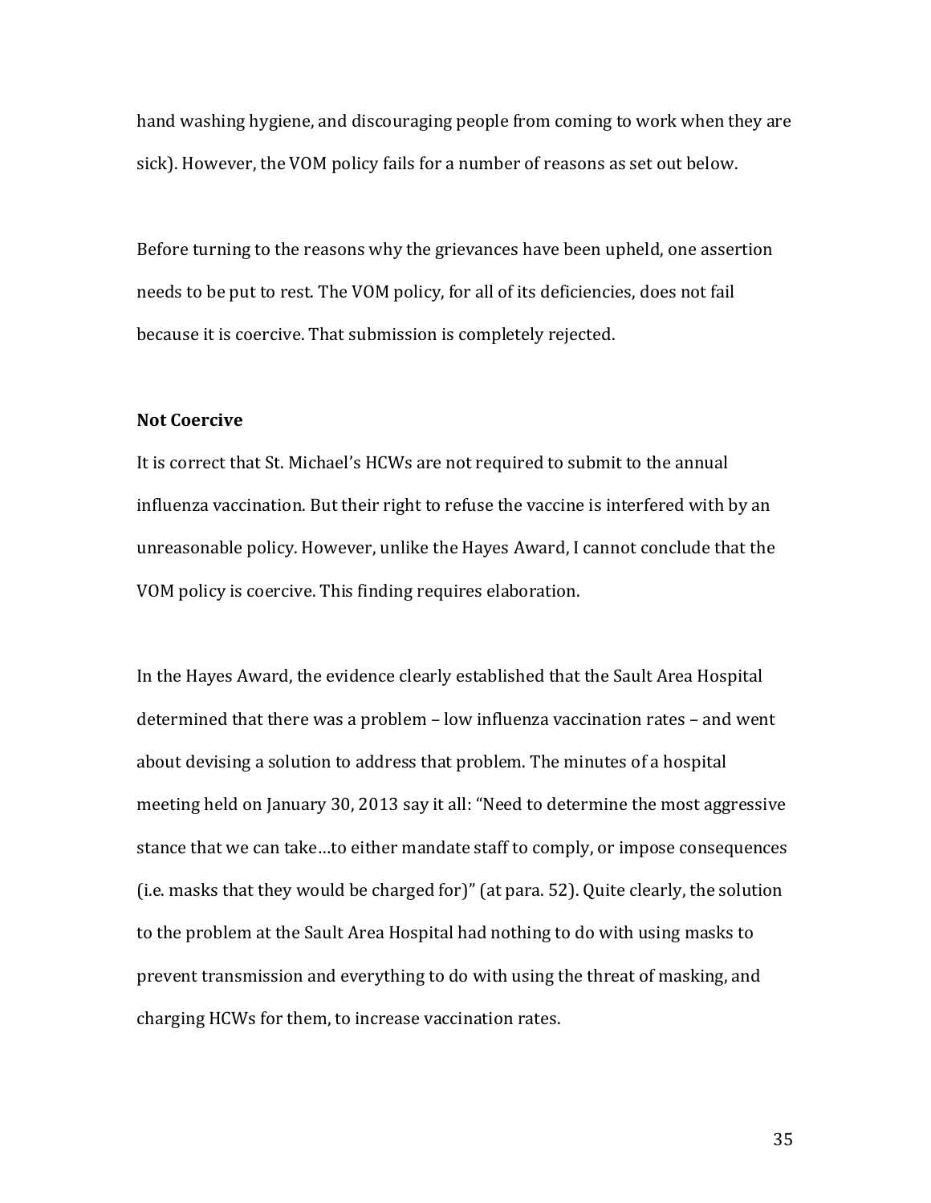hand washing hygiene, and discouraging people from coming to work when they are sick). However, the VOM policy fails for a number of reasons as set out below.

Before turning to the reasons why the grievances have been upheld, one assertion needs to be put to rest. The VOM policy, for all of its deficiencies, does not fail because it is coercive. That submission is completely rejected.

**Not Coercive**

It is correct that St. Michael's HCWs are not required to submit to the annual influenza vaccination. But their right to refuse the vaccine is interfered with by an unreasonable policy. However, unlike the Hayes Award, I cannot conclude that the VOM policy is coercive. This finding requires elaboration.

In the Hayes Award, the evidence clearly established that the Sault Area Hospital determined that there was a problem – low influenza vaccination rates – and went about devising a solution to address that problem. The minutes of a hospital meeting held on January 30, 2013 say it all: "Need to determine the most aggressive stance that we can take…to either mandate staff to comply, or impose consequences (i.e. masks that they would be charged for)" (at para. 52). Quite clearly, the solution to the problem at the Sault Area Hospital had nothing to do with using masks to prevent transmission and everything to do with using the threat of masking, and charging HCWs for them, to increase vaccination rates.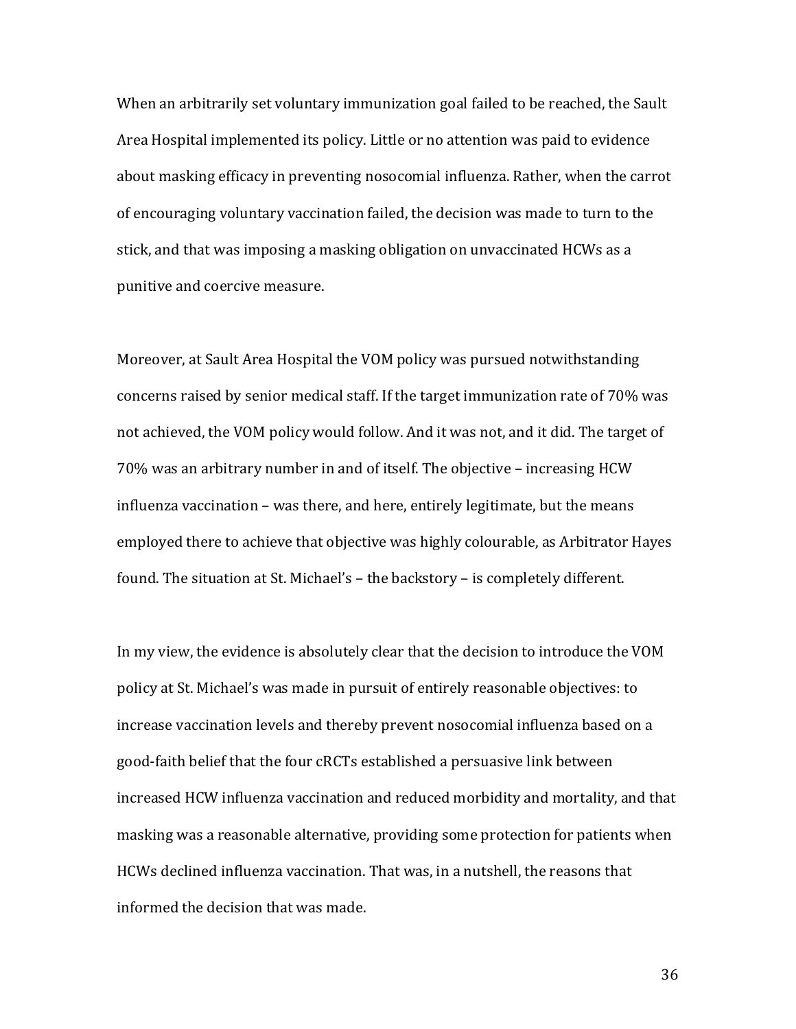When an arbitrarily set voluntary immunization goal failed to be reached, the Sault Area Hospital implemented its policy. Little or no attention was paid to evidence about masking efficacy in preventing nosocomial influenza. Rather, when the carrot of encouraging voluntary vaccination failed, the decision was made to turn to the stick, and that was imposing a masking obligation on unvaccinated HCWs as a punitive and coercive measure.

Moreover, at Sault Area Hospital the VOM policy was pursued notwithstanding concerns raised by senior medical staff. If the target immunization rate of 70% was not achieved, the VOM policy would follow. And it was not, and it did. The target of 70% was an arbitrary number in and of itself. The objective – increasing HCW influenza vaccination – was there, and here, entirely legitimate, but the means employed there to achieve that objective was highly colourable, as Arbitrator Hayes found. The situation at St. Michael's – the backstory – is completely different.

In my view, the evidence is absolutely clear that the decision to introduce the VOM policy at St. Michael's was made in pursuit of entirely reasonable objectives: to increase vaccination levels and thereby prevent nosocomial influenza based on a good-faith belief that the four cRCTs established a persuasive link between increased HCW influenza vaccination and reduced morbidity and mortality, and that masking was a reasonable alternative, providing some protection for patients when HCWs declined influenza vaccination. That was, in a nutshell, the reasons that informed the decision that was made.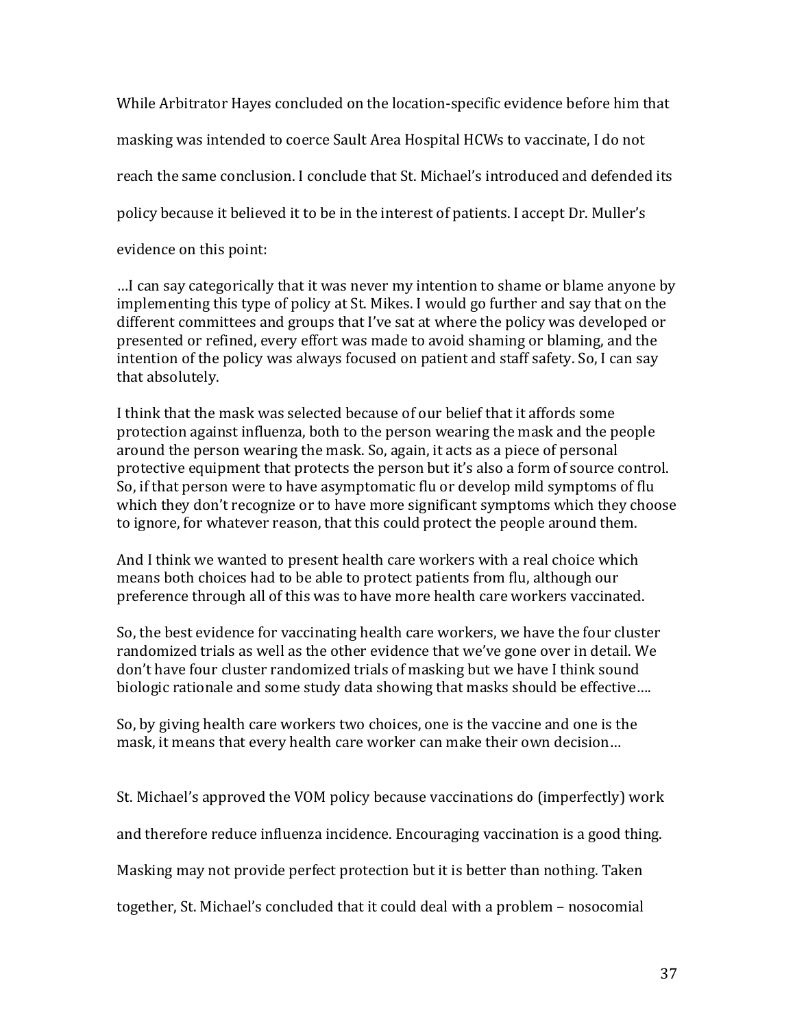While Arbitrator Hayes concluded on the location-specific evidence before him that masking was intended to coerce Sault Area Hospital HCWs to vaccinate, I do not reach the same conclusion. I conclude that St. Michael's introduced and defended its policy because it believed it to be in the interest of patients. I accept Dr. Muller's evidence on this point:

> …I can say categorically that it was never my intention to shame or blame anyone by implementing this type of policy at St. Mikes. I would go further and say that on the different committees and groups that I've sat at where the policy was developed or presented or refined, every effort was made to avoid shaming or blaming, and the intention of the policy was always focused on patient and staff safety. So, I can say that absolutely.
>
> I think that the mask was selected because of our belief that it affords some protection against influenza, both to the person wearing the mask and the people around the person wearing the mask. So, again, it acts as a piece of personal protective equipment that protects the person but it's also a form of source control. So, if that person were to have asymptomatic flu or develop mild symptoms of flu which they don't recognize or to have more significant symptoms which they choose to ignore, for whatever reason, that this could protect the people around them.
>
> And I think we wanted to present health care workers with a real choice which means both choices had to be able to protect patients from flu, although our preference through all of this was to have more health care workers vaccinated.
>
> So, the best evidence for vaccinating health care workers, we have the four cluster randomized trials as well as the other evidence that we've gone over in detail. We don't have four cluster randomized trials of masking but we have I think sound biologic rationale and some study data showing that masks should be effective….
>
> So, by giving health care workers two choices, one is the vaccine and one is the mask, it means that every health care worker can make their own decision…

St. Michael's approved the VOM policy because vaccinations do (imperfectly) work and therefore reduce influenza incidence. Encouraging vaccination is a good thing. Masking may not provide perfect protection but it is better than nothing. Taken together, St. Michael's concluded that it could deal with a problem – nosocomial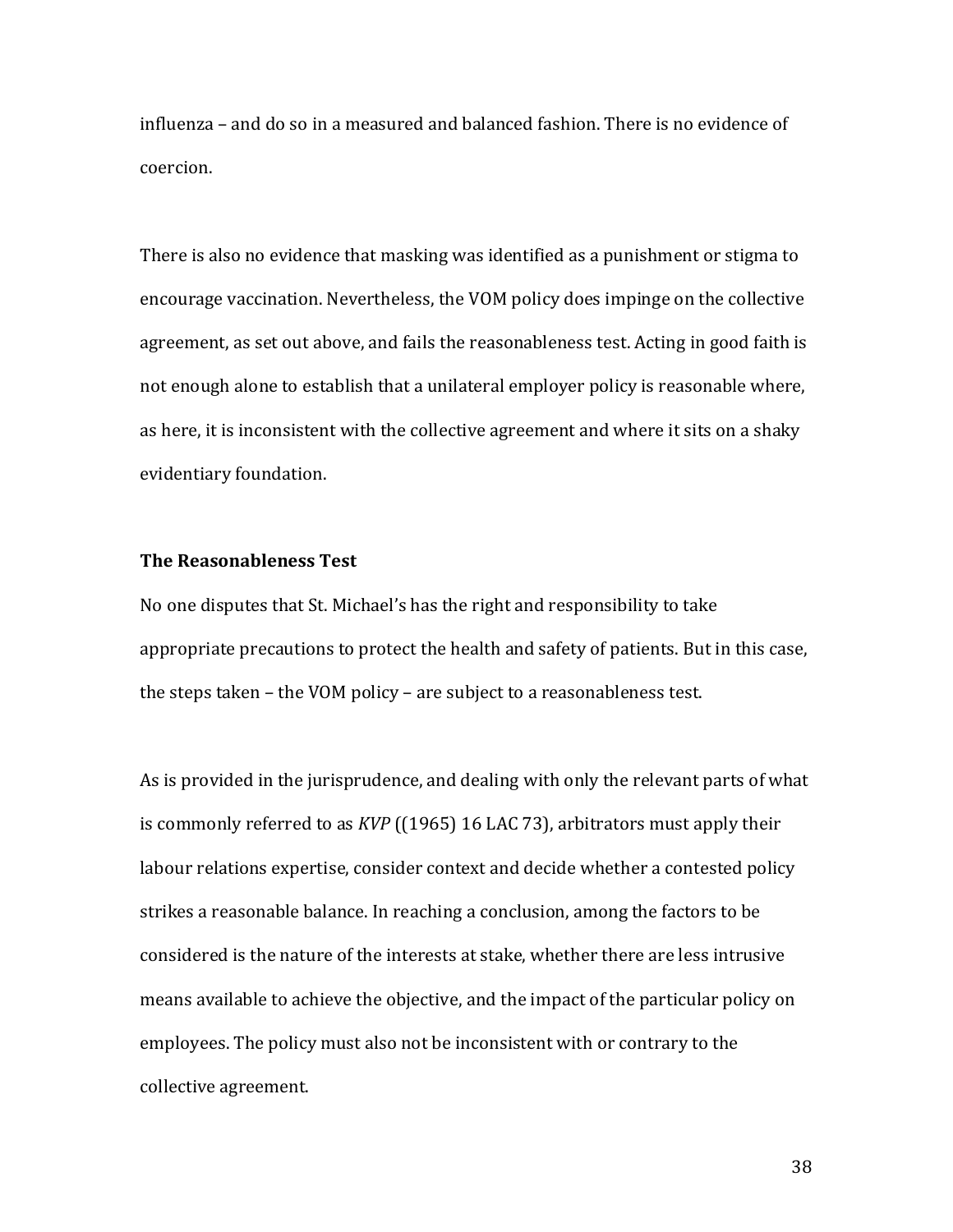influenza – and do so in a measured and balanced fashion. There is no evidence of coercion.

There is also no evidence that masking was identified as a punishment or stigma to encourage vaccination. Nevertheless, the VOM policy does impinge on the collective agreement, as set out above, and fails the reasonableness test. Acting in good faith is not enough alone to establish that a unilateral employer policy is reasonable where, as here, it is inconsistent with the collective agreement and where it sits on a shaky evidentiary foundation.

**The Reasonableness Test**

No one disputes that St. Michael's has the right and responsibility to take appropriate precautions to protect the health and safety of patients. But in this case, the steps taken – the VOM policy – are subject to a reasonableness test.

As is provided in the jurisprudence, and dealing with only the relevant parts of what is commonly referred to as *KVP* ((1965) 16 LAC 73), arbitrators must apply their labour relations expertise, consider context and decide whether a contested policy strikes a reasonable balance. In reaching a conclusion, among the factors to be considered is the nature of the interests at stake, whether there are less intrusive means available to achieve the objective, and the impact of the particular policy on employees. The policy must also not be inconsistent with or contrary to the collective agreement.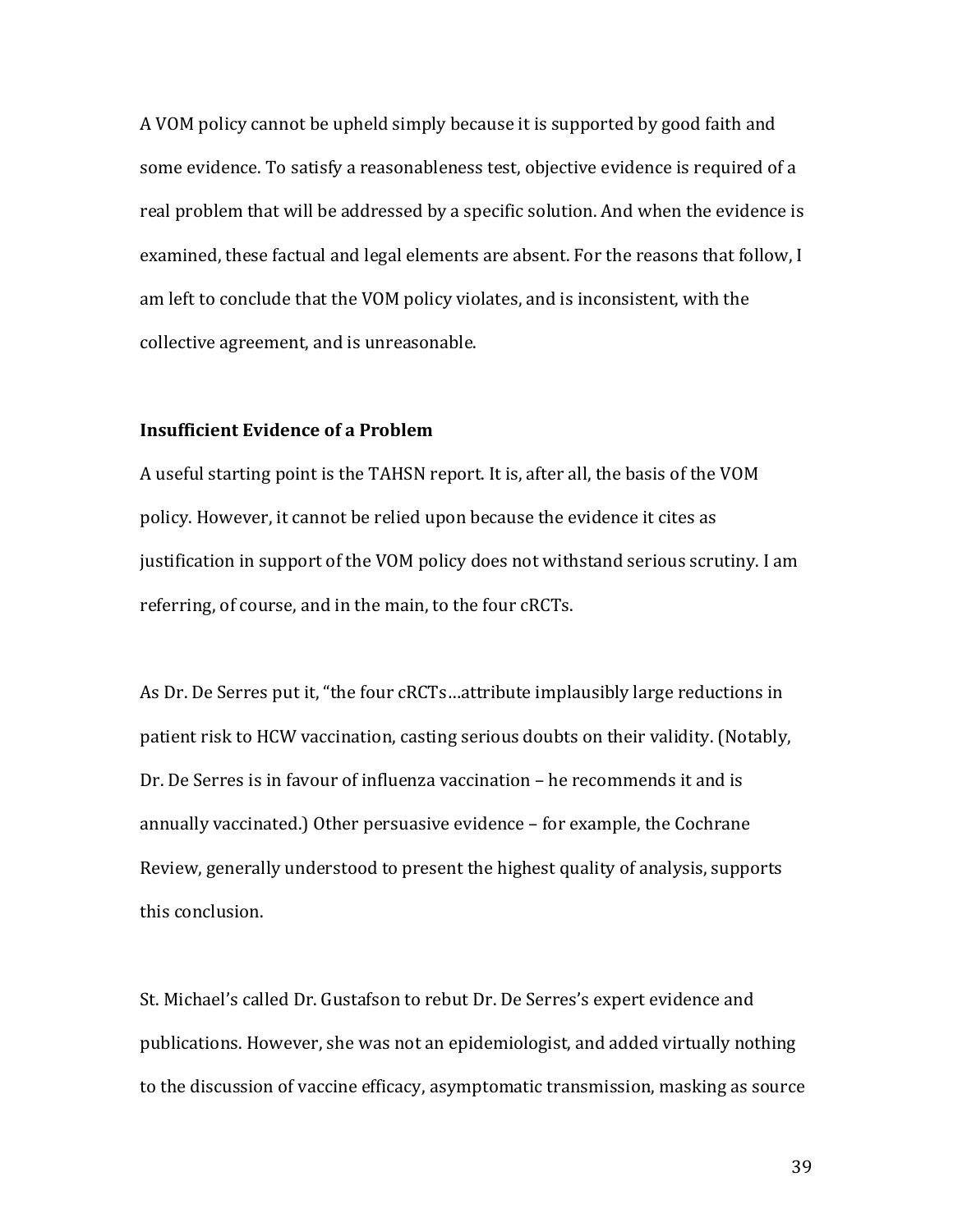A VOM policy cannot be upheld simply because it is supported by good faith and some evidence. To satisfy a reasonableness test, objective evidence is required of a real problem that will be addressed by a specific solution. And when the evidence is examined, these factual and legal elements are absent. For the reasons that follow, I am left to conclude that the VOM policy violates, and is inconsistent, with the collective agreement, and is unreasonable.

**Insufficient Evidence of a Problem**

A useful starting point is the TAHSN report. It is, after all, the basis of the VOM policy. However, it cannot be relied upon because the evidence it cites as justification in support of the VOM policy does not withstand serious scrutiny. I am referring, of course, and in the main, to the four cRCTs.

As Dr. De Serres put it, "the four cRCTs…attribute implausibly large reductions in patient risk to HCW vaccination, casting serious doubts on their validity. (Notably, Dr. De Serres is in favour of influenza vaccination – he recommends it and is annually vaccinated.) Other persuasive evidence – for example, the Cochrane Review, generally understood to present the highest quality of analysis, supports this conclusion.

St. Michael's called Dr. Gustafson to rebut Dr. De Serres's expert evidence and publications. However, she was not an epidemiologist, and added virtually nothing to the discussion of vaccine efficacy, asymptomatic transmission, masking as source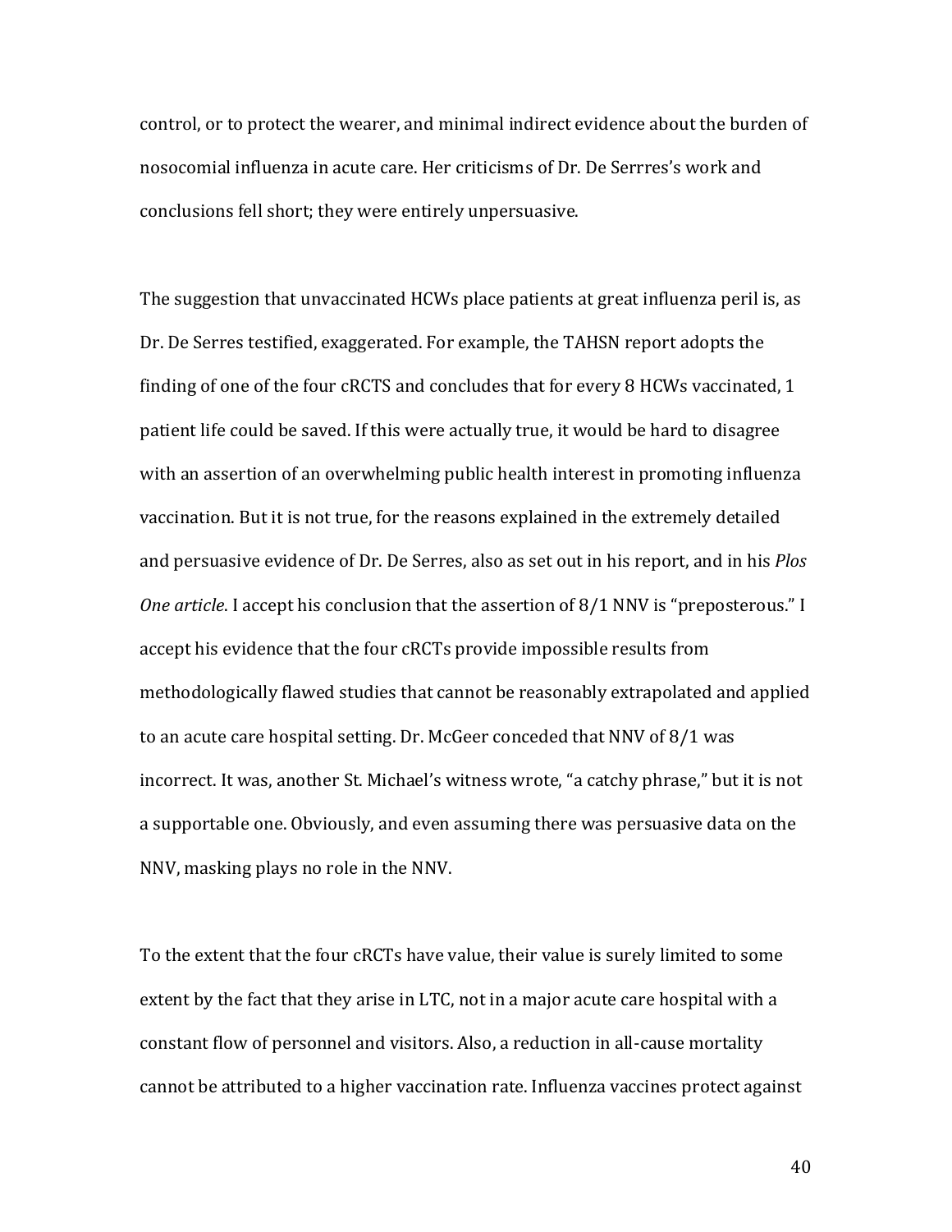control, or to protect the wearer, and minimal indirect evidence about the burden of nosocomial influenza in acute care. Her criticisms of Dr. De Serrres's work and conclusions fell short; they were entirely unpersuasive.

The suggestion that unvaccinated HCWs place patients at great influenza peril is, as Dr. De Serres testified, exaggerated. For example, the TAHSN report adopts the finding of one of the four cRCTS and concludes that for every 8 HCWs vaccinated, 1 patient life could be saved. If this were actually true, it would be hard to disagree with an assertion of an overwhelming public health interest in promoting influenza vaccination. But it is not true, for the reasons explained in the extremely detailed and persuasive evidence of Dr. De Serres, also as set out in his report, and in his *Plos One article*. I accept his conclusion that the assertion of 8/1 NNV is "preposterous." I accept his evidence that the four cRCTs provide impossible results from methodologically flawed studies that cannot be reasonably extrapolated and applied to an acute care hospital setting. Dr. McGeer conceded that NNV of 8/1 was incorrect. It was, another St. Michael's witness wrote, "a catchy phrase," but it is not a supportable one. Obviously, and even assuming there was persuasive data on the NNV, masking plays no role in the NNV.

To the extent that the four cRCTs have value, their value is surely limited to some extent by the fact that they arise in LTC, not in a major acute care hospital with a constant flow of personnel and visitors. Also, a reduction in all-cause mortality cannot be attributed to a higher vaccination rate. Influenza vaccines protect against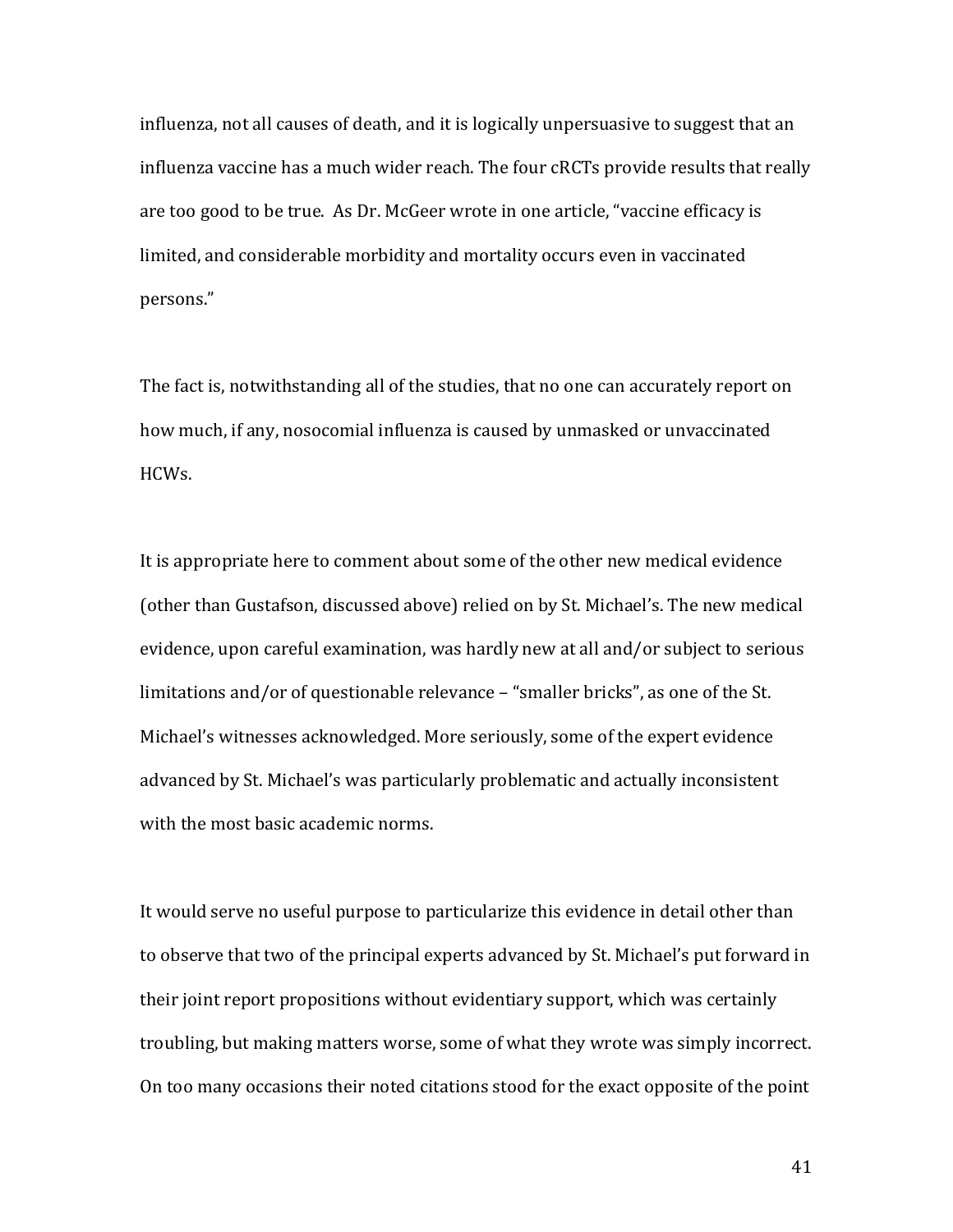influenza, not all causes of death, and it is logically unpersuasive to suggest that an influenza vaccine has a much wider reach. The four cRCTs provide results that really are too good to be true. As Dr. McGeer wrote in one article, "vaccine efficacy is limited, and considerable morbidity and mortality occurs even in vaccinated persons."

The fact is, notwithstanding all of the studies, that no one can accurately report on how much, if any, nosocomial influenza is caused by unmasked or unvaccinated HCWs.

It is appropriate here to comment about some of the other new medical evidence (other than Gustafson, discussed above) relied on by St. Michael's. The new medical evidence, upon careful examination, was hardly new at all and/or subject to serious limitations and/or of questionable relevance – "smaller bricks", as one of the St. Michael's witnesses acknowledged. More seriously, some of the expert evidence advanced by St. Michael's was particularly problematic and actually inconsistent with the most basic academic norms.

It would serve no useful purpose to particularize this evidence in detail other than to observe that two of the principal experts advanced by St. Michael's put forward in their joint report propositions without evidentiary support, which was certainly troubling, but making matters worse, some of what they wrote was simply incorrect. On too many occasions their noted citations stood for the exact opposite of the point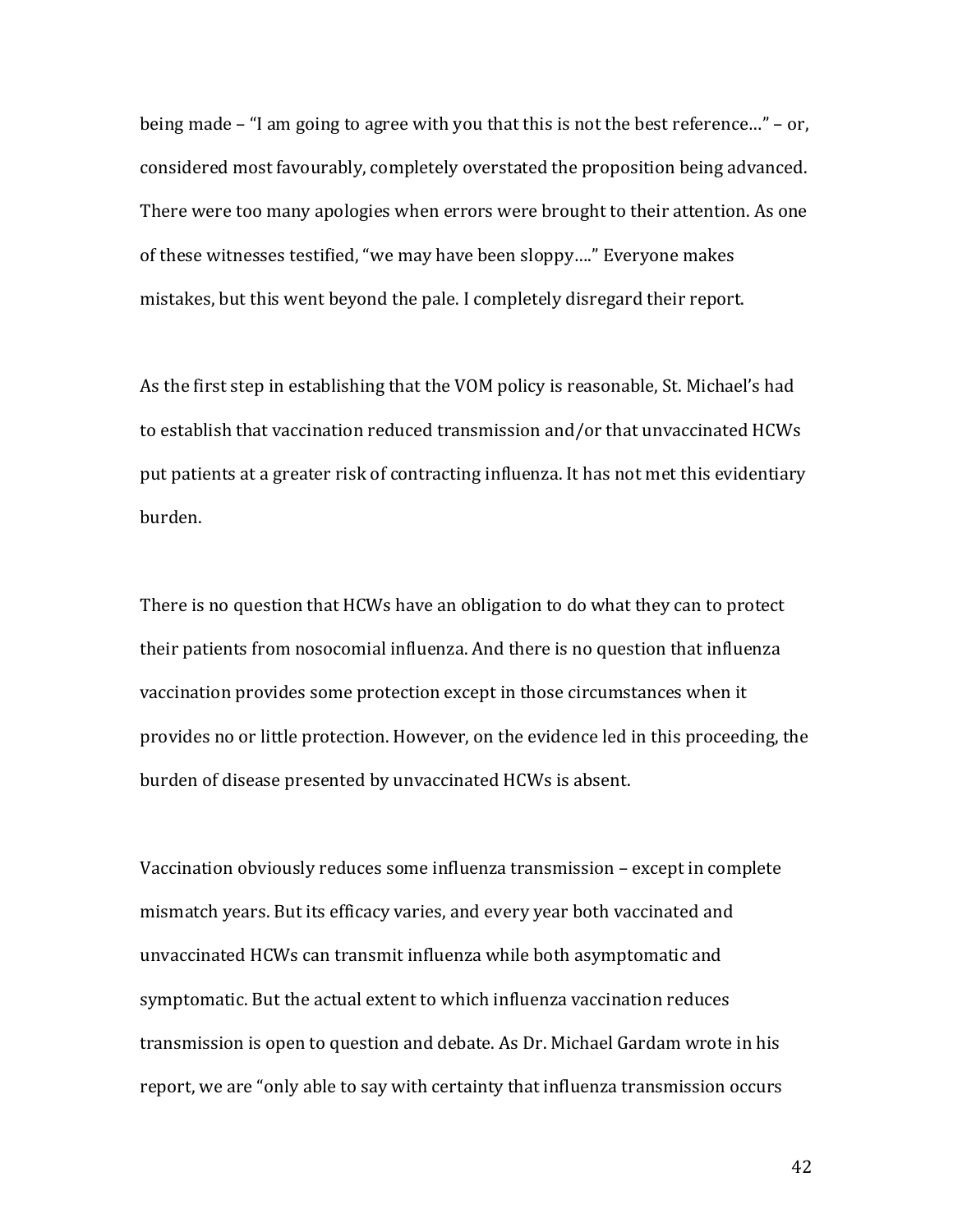being made – "I am going to agree with you that this is not the best reference…" – or, considered most favourably, completely overstated the proposition being advanced. There were too many apologies when errors were brought to their attention. As one of these witnesses testified, "we may have been sloppy…." Everyone makes mistakes, but this went beyond the pale. I completely disregard their report.

As the first step in establishing that the VOM policy is reasonable, St. Michael's had to establish that vaccination reduced transmission and/or that unvaccinated HCWs put patients at a greater risk of contracting influenza. It has not met this evidentiary burden.

There is no question that HCWs have an obligation to do what they can to protect their patients from nosocomial influenza. And there is no question that influenza vaccination provides some protection except in those circumstances when it provides no or little protection. However, on the evidence led in this proceeding, the burden of disease presented by unvaccinated HCWs is absent.

Vaccination obviously reduces some influenza transmission – except in complete mismatch years. But its efficacy varies, and every year both vaccinated and unvaccinated HCWs can transmit influenza while both asymptomatic and symptomatic. But the actual extent to which influenza vaccination reduces transmission is open to question and debate. As Dr. Michael Gardam wrote in his report, we are "only able to say with certainty that influenza transmission occurs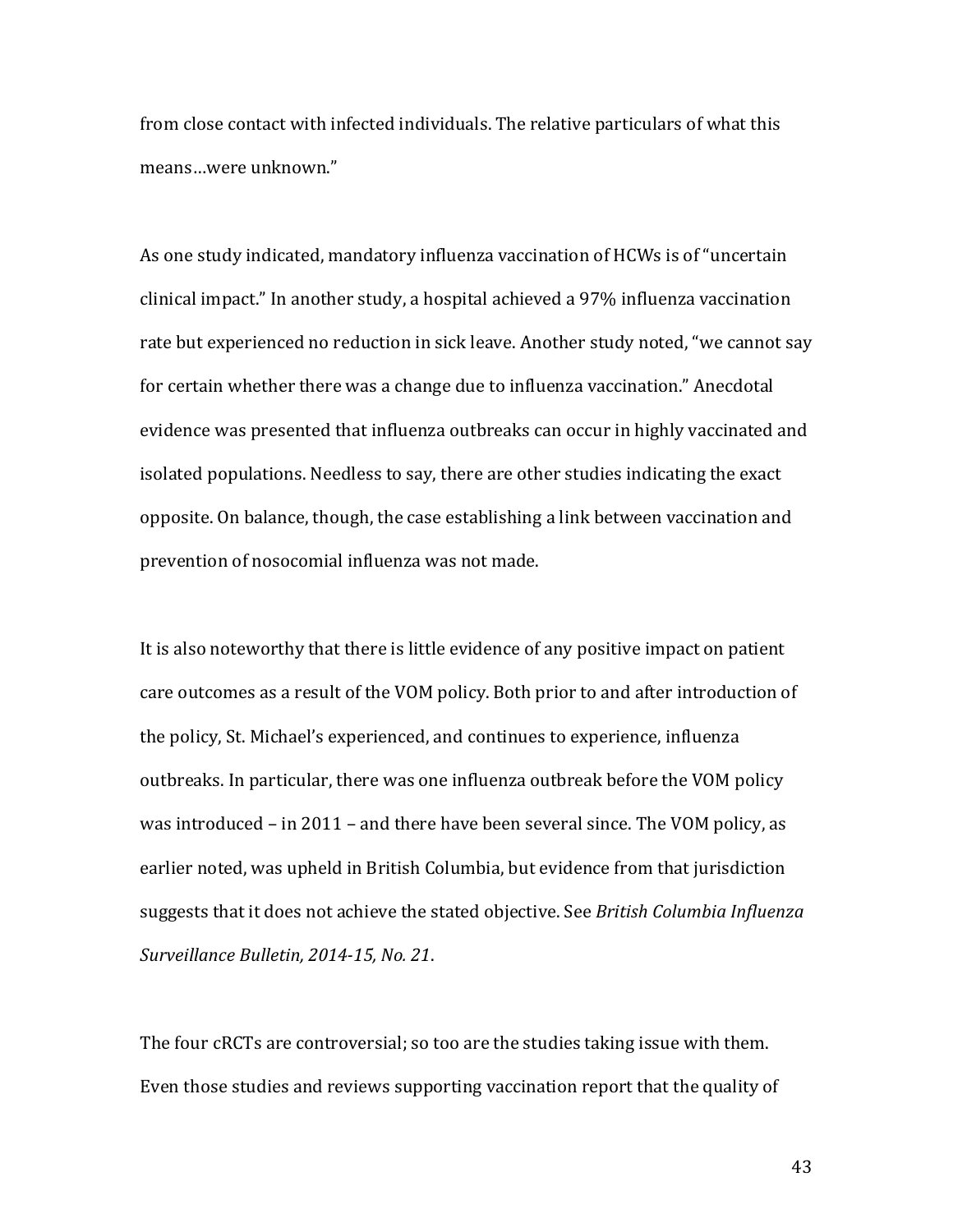from close contact with infected individuals. The relative particulars of what this means…were unknown."

As one study indicated, mandatory influenza vaccination of HCWs is of "uncertain clinical impact." In another study, a hospital achieved a 97% influenza vaccination rate but experienced no reduction in sick leave. Another study noted, "we cannot say for certain whether there was a change due to influenza vaccination." Anecdotal evidence was presented that influenza outbreaks can occur in highly vaccinated and isolated populations. Needless to say, there are other studies indicating the exact opposite. On balance, though, the case establishing a link between vaccination and prevention of nosocomial influenza was not made.

It is also noteworthy that there is little evidence of any positive impact on patient care outcomes as a result of the VOM policy. Both prior to and after introduction of the policy, St. Michael's experienced, and continues to experience, influenza outbreaks. In particular, there was one influenza outbreak before the VOM policy was introduced – in 2011 – and there have been several since. The VOM policy, as earlier noted, was upheld in British Columbia, but evidence from that jurisdiction suggests that it does not achieve the stated objective. See *British Columbia Influenza Surveillance Bulletin, 2014-15, No. 21*.

The four cRCTs are controversial; so too are the studies taking issue with them. Even those studies and reviews supporting vaccination report that the quality of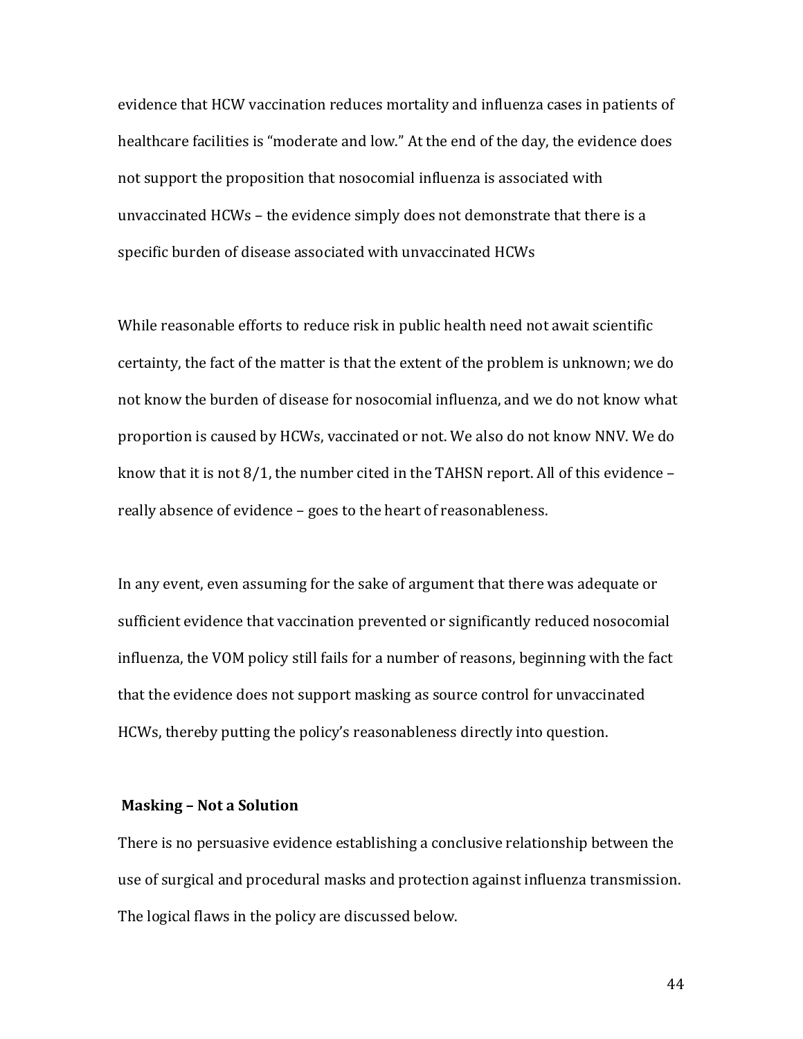evidence that HCW vaccination reduces mortality and influenza cases in patients of healthcare facilities is "moderate and low." At the end of the day, the evidence does not support the proposition that nosocomial influenza is associated with unvaccinated HCWs – the evidence simply does not demonstrate that there is a specific burden of disease associated with unvaccinated HCWs

While reasonable efforts to reduce risk in public health need not await scientific certainty, the fact of the matter is that the extent of the problem is unknown; we do not know the burden of disease for nosocomial influenza, and we do not know what proportion is caused by HCWs, vaccinated or not. We also do not know NNV. We do know that it is not 8/1, the number cited in the TAHSN report. All of this evidence – really absence of evidence – goes to the heart of reasonableness.

In any event, even assuming for the sake of argument that there was adequate or sufficient evidence that vaccination prevented or significantly reduced nosocomial influenza, the VOM policy still fails for a number of reasons, beginning with the fact that the evidence does not support masking as source control for unvaccinated HCWs, thereby putting the policy's reasonableness directly into question.

**Masking – Not a Solution**

There is no persuasive evidence establishing a conclusive relationship between the use of surgical and procedural masks and protection against influenza transmission. The logical flaws in the policy are discussed below.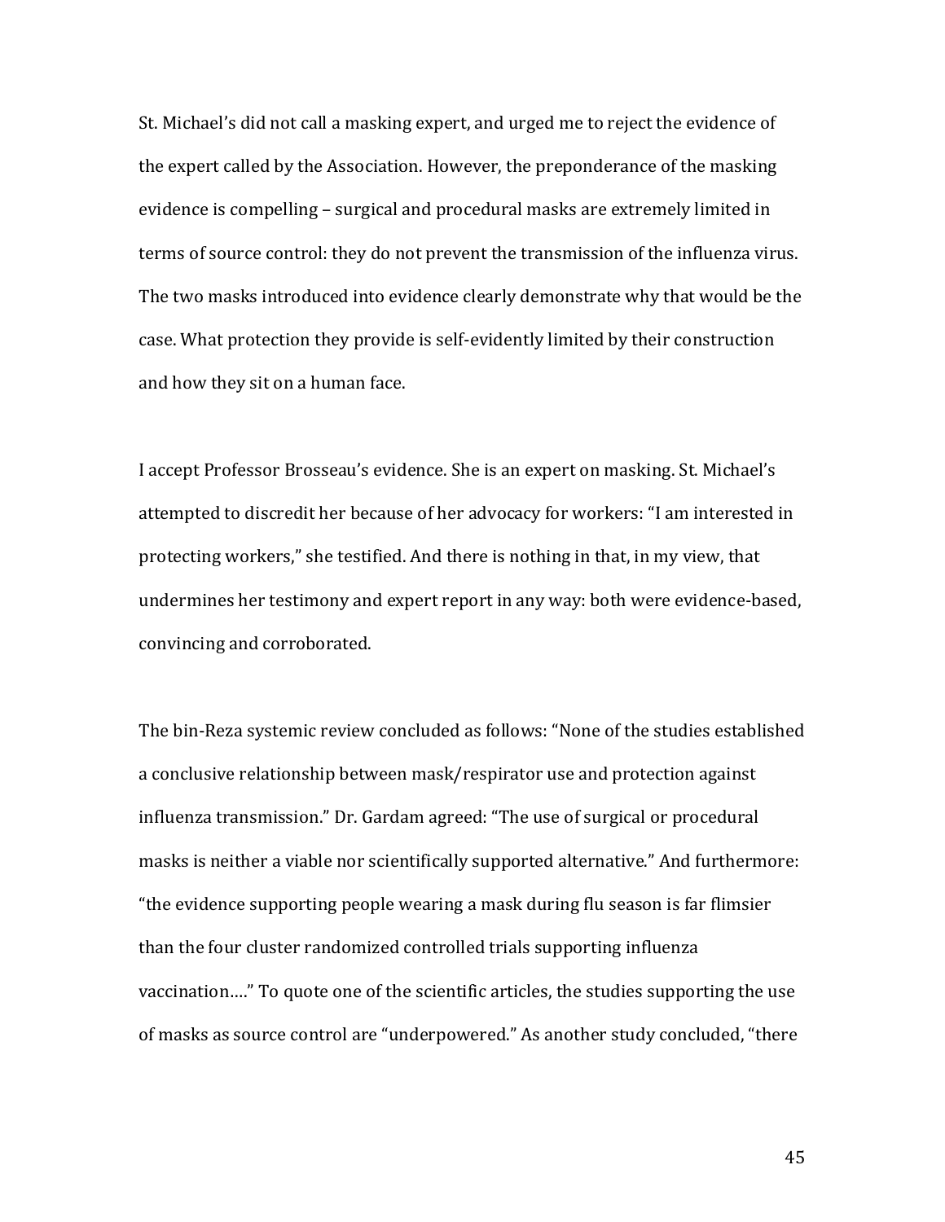St. Michael's did not call a masking expert, and urged me to reject the evidence of the expert called by the Association. However, the preponderance of the masking evidence is compelling – surgical and procedural masks are extremely limited in terms of source control: they do not prevent the transmission of the influenza virus. The two masks introduced into evidence clearly demonstrate why that would be the case. What protection they provide is self-evidently limited by their construction and how they sit on a human face.

I accept Professor Brosseau's evidence. She is an expert on masking. St. Michael's attempted to discredit her because of her advocacy for workers: "I am interested in protecting workers," she testified. And there is nothing in that, in my view, that undermines her testimony and expert report in any way: both were evidence-based, convincing and corroborated.

The bin-Reza systemic review concluded as follows: "None of the studies established a conclusive relationship between mask/respirator use and protection against influenza transmission." Dr. Gardam agreed: "The use of surgical or procedural masks is neither a viable nor scientifically supported alternative." And furthermore: "the evidence supporting people wearing a mask during flu season is far flimsier than the four cluster randomized controlled trials supporting influenza vaccination…." To quote one of the scientific articles, the studies supporting the use of masks as source control are "underpowered." As another study concluded, "there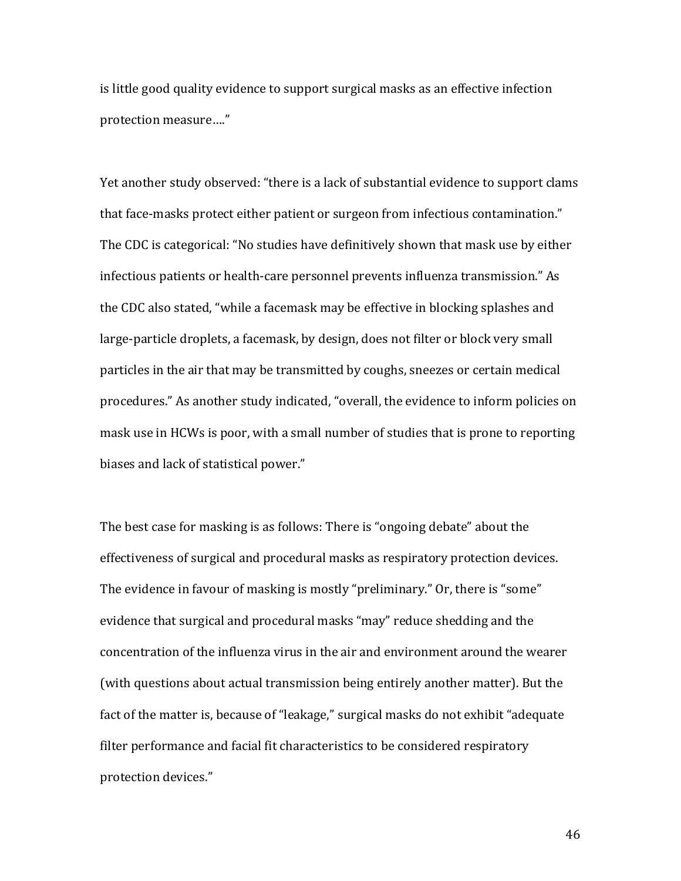is little good quality evidence to support surgical masks as an effective infection protection measure…."

Yet another study observed: "there is a lack of substantial evidence to support clams that face-masks protect either patient or surgeon from infectious contamination." The CDC is categorical: "No studies have definitively shown that mask use by either infectious patients or health-care personnel prevents influenza transmission." As the CDC also stated, "while a facemask may be effective in blocking splashes and large-particle droplets, a facemask, by design, does not filter or block very small particles in the air that may be transmitted by coughs, sneezes or certain medical procedures." As another study indicated, "overall, the evidence to inform policies on mask use in HCWs is poor, with a small number of studies that is prone to reporting biases and lack of statistical power."

The best case for masking is as follows: There is "ongoing debate" about the effectiveness of surgical and procedural masks as respiratory protection devices. The evidence in favour of masking is mostly "preliminary." Or, there is "some" evidence that surgical and procedural masks "may" reduce shedding and the concentration of the influenza virus in the air and environment around the wearer (with questions about actual transmission being entirely another matter). But the fact of the matter is, because of "leakage," surgical masks do not exhibit "adequate filter performance and facial fit characteristics to be considered respiratory protection devices."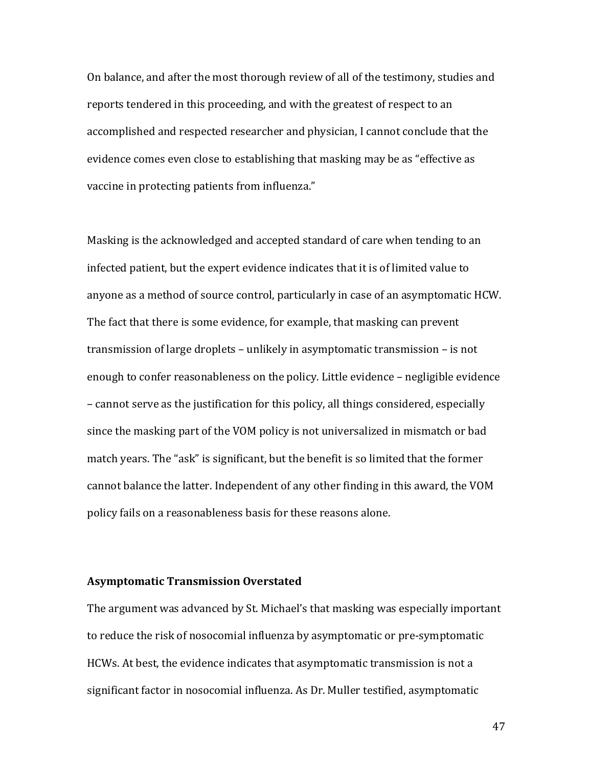On balance, and after the most thorough review of all of the testimony, studies and reports tendered in this proceeding, and with the greatest of respect to an accomplished and respected researcher and physician, I cannot conclude that the evidence comes even close to establishing that masking may be as "effective as vaccine in protecting patients from influenza."

Masking is the acknowledged and accepted standard of care when tending to an infected patient, but the expert evidence indicates that it is of limited value to anyone as a method of source control, particularly in case of an asymptomatic HCW. The fact that there is some evidence, for example, that masking can prevent transmission of large droplets – unlikely in asymptomatic transmission – is not enough to confer reasonableness on the policy. Little evidence – negligible evidence – cannot serve as the justification for this policy, all things considered, especially since the masking part of the VOM policy is not universalized in mismatch or bad match years. The "ask" is significant, but the benefit is so limited that the former cannot balance the latter. Independent of any other finding in this award, the VOM policy fails on a reasonableness basis for these reasons alone.

**Asymptomatic Transmission Overstated**

The argument was advanced by St. Michael's that masking was especially important to reduce the risk of nosocomial influenza by asymptomatic or pre-symptomatic HCWs. At best, the evidence indicates that asymptomatic transmission is not a significant factor in nosocomial influenza. As Dr. Muller testified, asymptomatic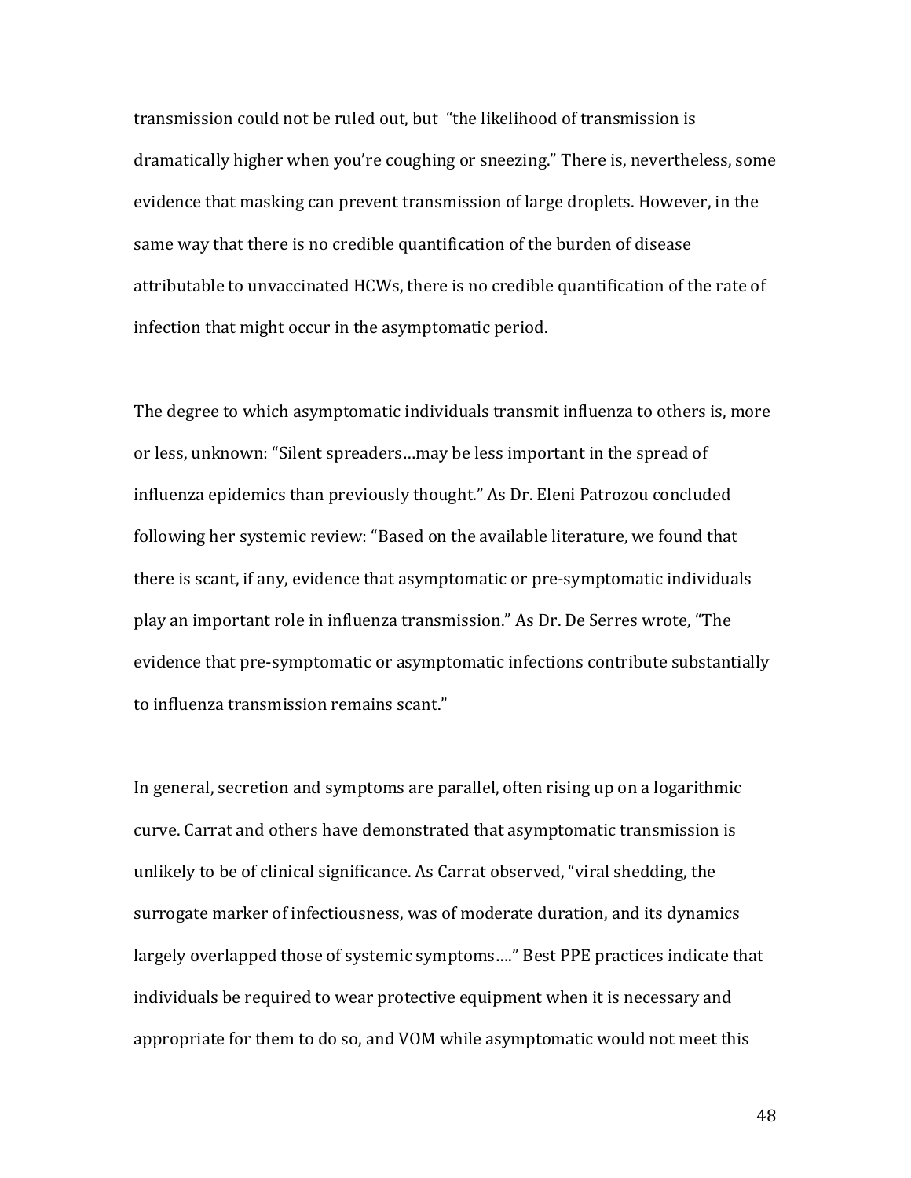transmission could not be ruled out, but "the likelihood of transmission is dramatically higher when you're coughing or sneezing." There is, nevertheless, some evidence that masking can prevent transmission of large droplets. However, in the same way that there is no credible quantification of the burden of disease attributable to unvaccinated HCWs, there is no credible quantification of the rate of infection that might occur in the asymptomatic period.

The degree to which asymptomatic individuals transmit influenza to others is, more or less, unknown: "Silent spreaders…may be less important in the spread of influenza epidemics than previously thought." As Dr. Eleni Patrozou concluded following her systemic review: "Based on the available literature, we found that there is scant, if any, evidence that asymptomatic or pre-symptomatic individuals play an important role in influenza transmission." As Dr. De Serres wrote, "The evidence that pre-symptomatic or asymptomatic infections contribute substantially to influenza transmission remains scant."

In general, secretion and symptoms are parallel, often rising up on a logarithmic curve. Carrat and others have demonstrated that asymptomatic transmission is unlikely to be of clinical significance. As Carrat observed, "viral shedding, the surrogate marker of infectiousness, was of moderate duration, and its dynamics largely overlapped those of systemic symptoms…." Best PPE practices indicate that individuals be required to wear protective equipment when it is necessary and appropriate for them to do so, and VOM while asymptomatic would not meet this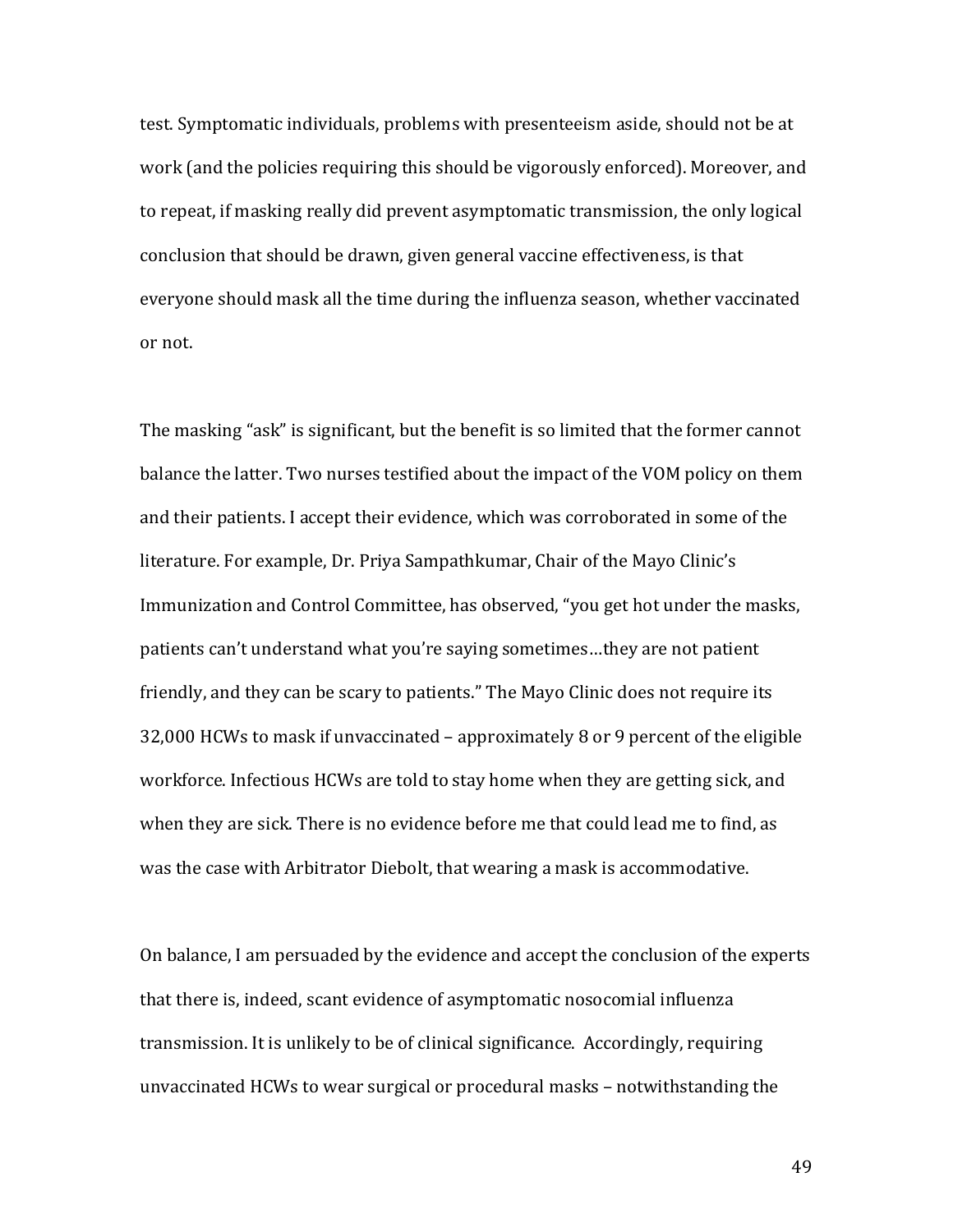test. Symptomatic individuals, problems with presenteeism aside, should not be at work (and the policies requiring this should be vigorously enforced). Moreover, and to repeat, if masking really did prevent asymptomatic transmission, the only logical conclusion that should be drawn, given general vaccine effectiveness, is that everyone should mask all the time during the influenza season, whether vaccinated or not.

The masking "ask" is significant, but the benefit is so limited that the former cannot balance the latter. Two nurses testified about the impact of the VOM policy on them and their patients. I accept their evidence, which was corroborated in some of the literature. For example, Dr. Priya Sampathkumar, Chair of the Mayo Clinic's Immunization and Control Committee, has observed, "you get hot under the masks, patients can't understand what you're saying sometimes…they are not patient friendly, and they can be scary to patients." The Mayo Clinic does not require its 32,000 HCWs to mask if unvaccinated – approximately 8 or 9 percent of the eligible workforce. Infectious HCWs are told to stay home when they are getting sick, and when they are sick. There is no evidence before me that could lead me to find, as was the case with Arbitrator Diebolt, that wearing a mask is accommodative.

On balance, I am persuaded by the evidence and accept the conclusion of the experts that there is, indeed, scant evidence of asymptomatic nosocomial influenza transmission. It is unlikely to be of clinical significance. Accordingly, requiring unvaccinated HCWs to wear surgical or procedural masks – notwithstanding the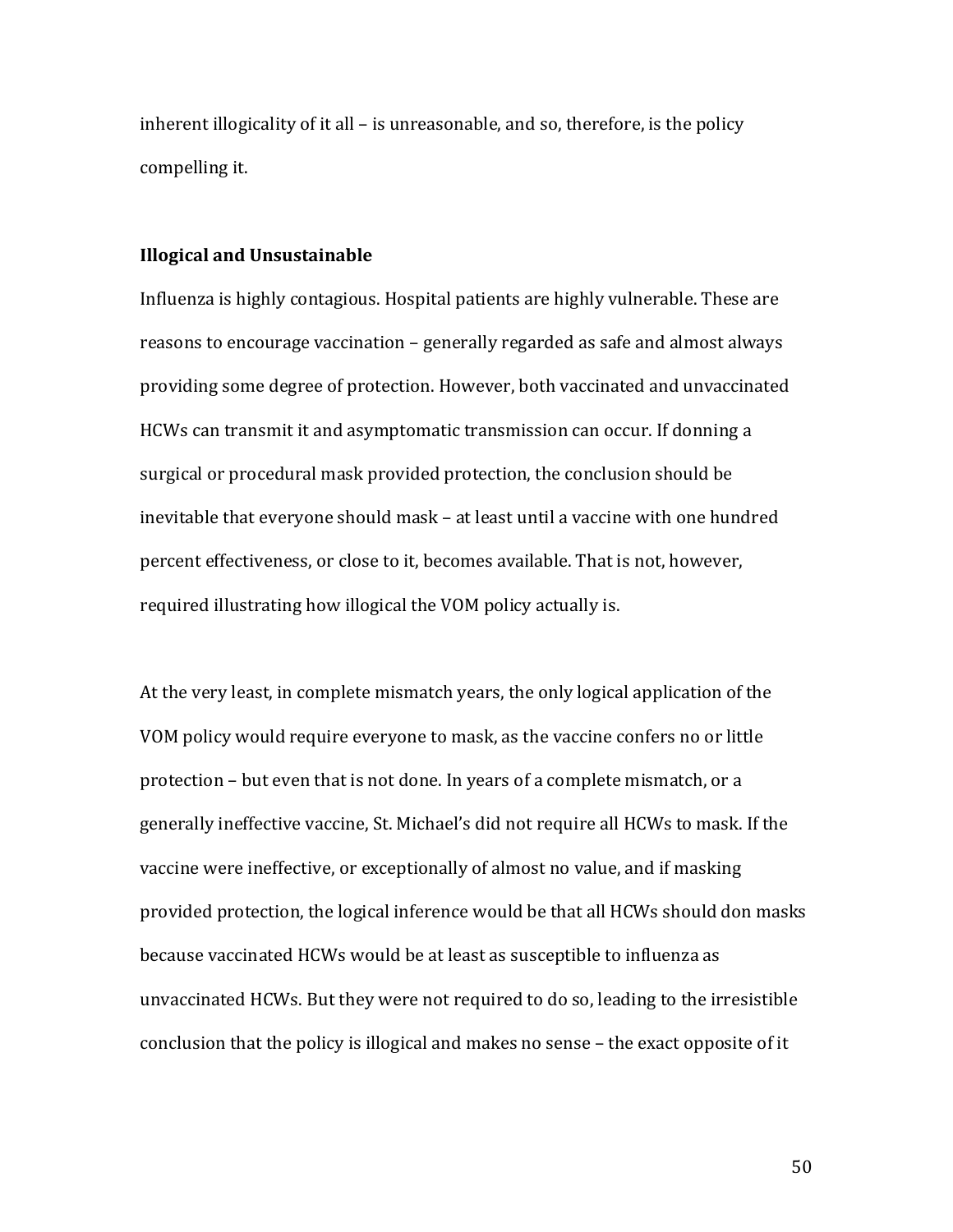inherent illogicality of it all – is unreasonable, and so, therefore, is the policy compelling it.

**Illogical and Unsustainable**

Influenza is highly contagious. Hospital patients are highly vulnerable. These are reasons to encourage vaccination – generally regarded as safe and almost always providing some degree of protection. However, both vaccinated and unvaccinated HCWs can transmit it and asymptomatic transmission can occur. If donning a surgical or procedural mask provided protection, the conclusion should be inevitable that everyone should mask – at least until a vaccine with one hundred percent effectiveness, or close to it, becomes available. That is not, however, required illustrating how illogical the VOM policy actually is.

At the very least, in complete mismatch years, the only logical application of the VOM policy would require everyone to mask, as the vaccine confers no or little protection – but even that is not done. In years of a complete mismatch, or a generally ineffective vaccine, St. Michael's did not require all HCWs to mask. If the vaccine were ineffective, or exceptionally of almost no value, and if masking provided protection, the logical inference would be that all HCWs should don masks because vaccinated HCWs would be at least as susceptible to influenza as unvaccinated HCWs. But they were not required to do so, leading to the irresistible conclusion that the policy is illogical and makes no sense – the exact opposite of it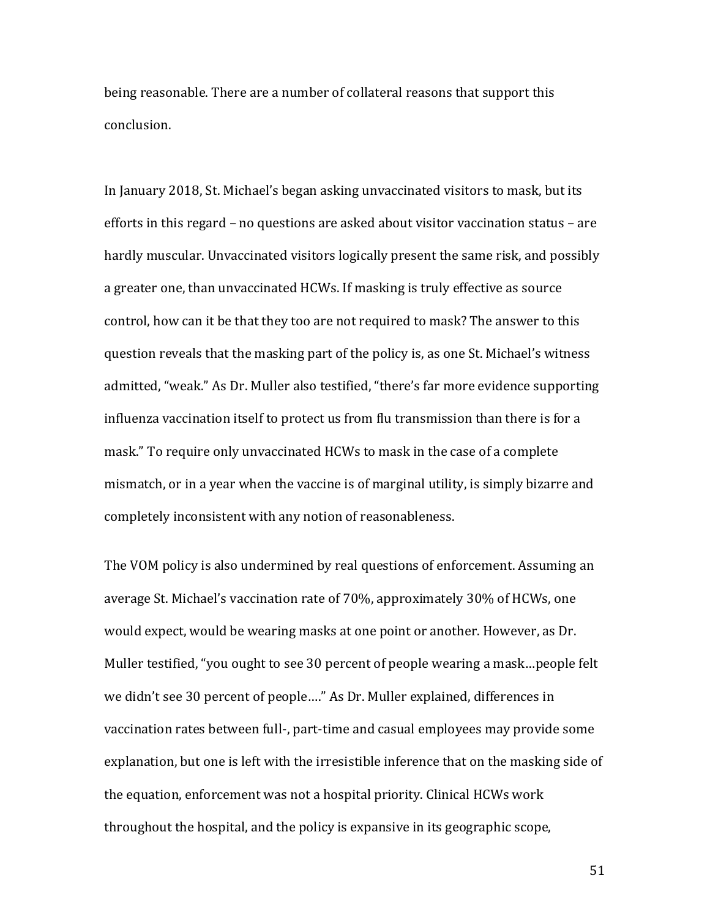being reasonable. There are a number of collateral reasons that support this conclusion.

In January 2018, St. Michael's began asking unvaccinated visitors to mask, but its efforts in this regard – no questions are asked about visitor vaccination status – are hardly muscular. Unvaccinated visitors logically present the same risk, and possibly a greater one, than unvaccinated HCWs. If masking is truly effective as source control, how can it be that they too are not required to mask? The answer to this question reveals that the masking part of the policy is, as one St. Michael's witness admitted, "weak." As Dr. Muller also testified, "there's far more evidence supporting influenza vaccination itself to protect us from flu transmission than there is for a mask." To require only unvaccinated HCWs to mask in the case of a complete mismatch, or in a year when the vaccine is of marginal utility, is simply bizarre and completely inconsistent with any notion of reasonableness.

The VOM policy is also undermined by real questions of enforcement. Assuming an average St. Michael's vaccination rate of 70%, approximately 30% of HCWs, one would expect, would be wearing masks at one point or another. However, as Dr. Muller testified, "you ought to see 30 percent of people wearing a mask…people felt we didn't see 30 percent of people…." As Dr. Muller explained, differences in vaccination rates between full-, part-time and casual employees may provide some explanation, but one is left with the irresistible inference that on the masking side of the equation, enforcement was not a hospital priority. Clinical HCWs work throughout the hospital, and the policy is expansive in its geographic scope,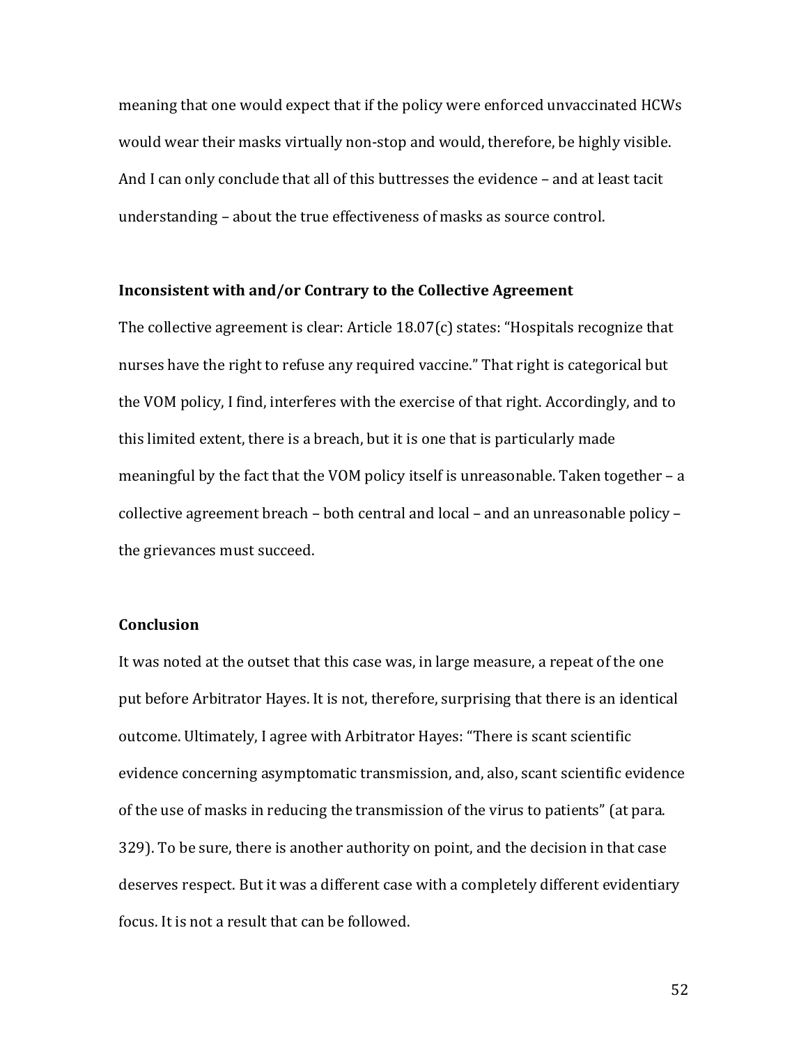meaning that one would expect that if the policy were enforced unvaccinated HCWs would wear their masks virtually non-stop and would, therefore, be highly visible. And I can only conclude that all of this buttresses the evidence – and at least tacit understanding – about the true effectiveness of masks as source control.

**Inconsistent with and/or Contrary to the Collective Agreement**

The collective agreement is clear: Article 18.07(c) states: "Hospitals recognize that nurses have the right to refuse any required vaccine." That right is categorical but the VOM policy, I find, interferes with the exercise of that right. Accordingly, and to this limited extent, there is a breach, but it is one that is particularly made meaningful by the fact that the VOM policy itself is unreasonable. Taken together – a collective agreement breach – both central and local – and an unreasonable policy – the grievances must succeed.

**Conclusion**

It was noted at the outset that this case was, in large measure, a repeat of the one put before Arbitrator Hayes. It is not, therefore, surprising that there is an identical outcome. Ultimately, I agree with Arbitrator Hayes: "There is scant scientific evidence concerning asymptomatic transmission, and, also, scant scientific evidence of the use of masks in reducing the transmission of the virus to patients" (at para. 329). To be sure, there is another authority on point, and the decision in that case deserves respect. But it was a different case with a completely different evidentiary focus. It is not a result that can be followed.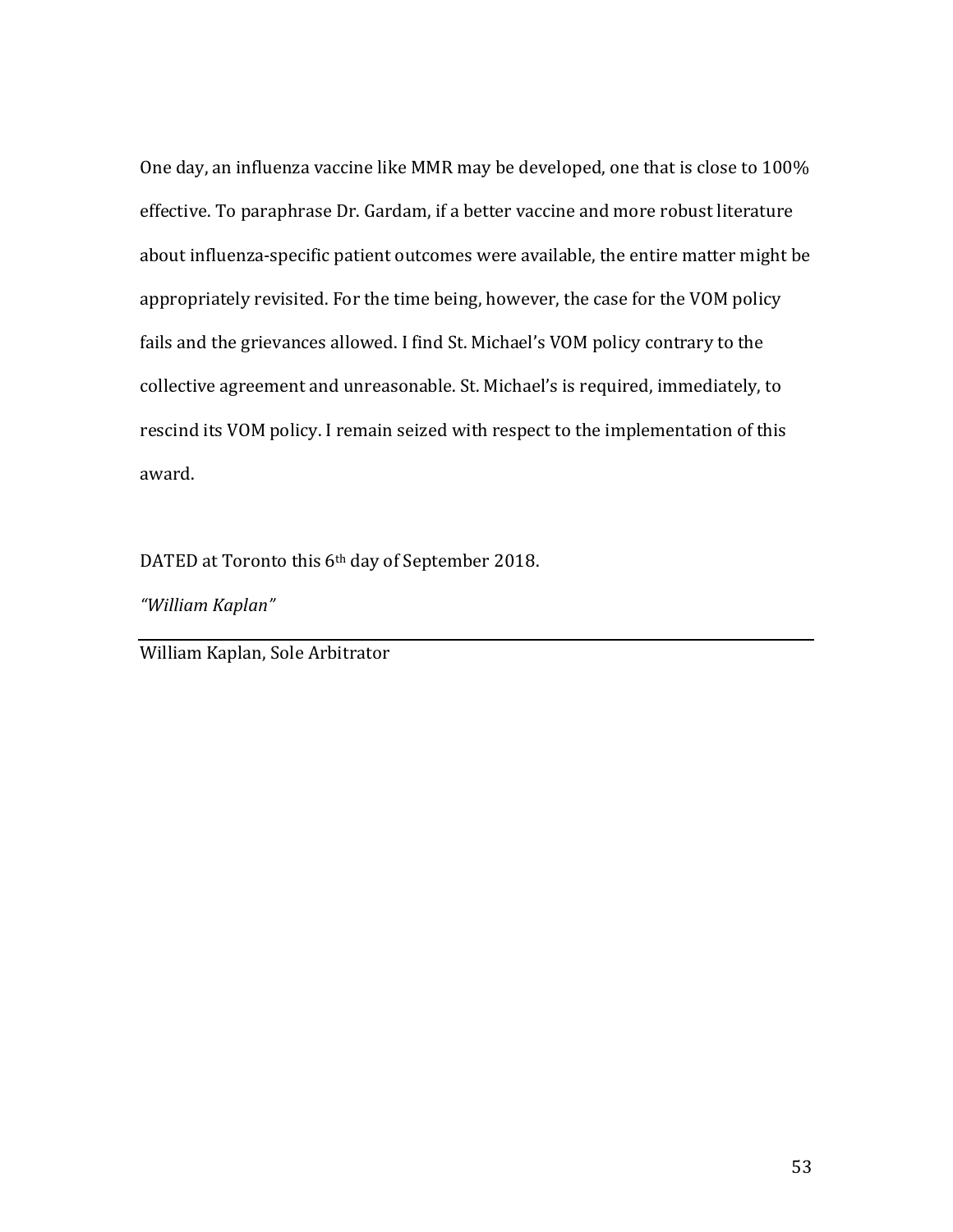One day, an influenza vaccine like MMR may be developed, one that is close to 100% effective. To paraphrase Dr. Gardam, if a better vaccine and more robust literature about influenza-specific patient outcomes were available, the entire matter might be appropriately revisited. For the time being, however, the case for the VOM policy fails and the grievances allowed. I find St. Michael's VOM policy contrary to the collective agreement and unreasonable. St. Michael's is required, immediately, to rescind its VOM policy. I remain seized with respect to the implementation of this award.

DATED at Toronto this 6th day of September 2018.

*"William Kaplan"*

William Kaplan, Sole Arbitrator